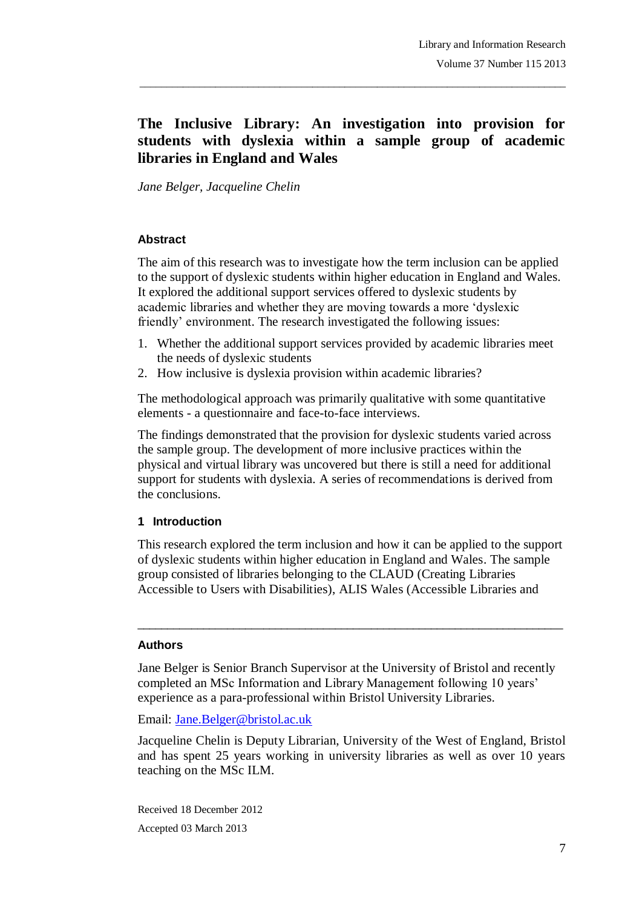# The Inclusive Library: An investigation into provision for students with dyslexia within a sample group of academic libraries in England and Wales

*Jane Belger, Jacqueline Chelin*

## Abstract

The aim of this research was to investigate how the term inclusion can be applied to the support of dyslexic students within higher education in England and Wales. It explored the additional support services offered to dyslexic students by academic libraries and whether they are moving towards a more 'dyslexic friendly' environment. The research investigated the following issues:

1. Whether the additional support services provided by academic libraries meet the needs of dyslexic students
2. How inclusive is dyslexia provision within academic libraries?

The methodological approach was primarily qualitative with some quantitative elements - a questionnaire and face-to-face interviews.

The findings demonstrated that the provision for dyslexic students varied across the sample group. The development of more inclusive practices within the physical and virtual library was uncovered but there is still a need for additional support for students with dyslexia. A series of recommendations is derived from the conclusions.

## 1 Introduction

This research explored the term inclusion and how it can be applied to the support of dyslexic students within higher education in England and Wales. The sample group consisted of libraries belonging to the CLAUD (Creating Libraries Accessible to Users with Disabilities), ALIS Wales (Accessible Libraries and

---

## Authors

Jane Belger is Senior Branch Supervisor at the University of Bristol and recently completed an MSc Information and Library Management following 10 years' experience as a para-professional within Bristol University Libraries.

Email: Jane.Belger@bristol.ac.uk

Jacqueline Chelin is Deputy Librarian, University of the West of England, Bristol and has spent 25 years working in university libraries as well as over 10 years teaching on the MSc ILM.

Received 18 December 2012

Accepted 03 March 2013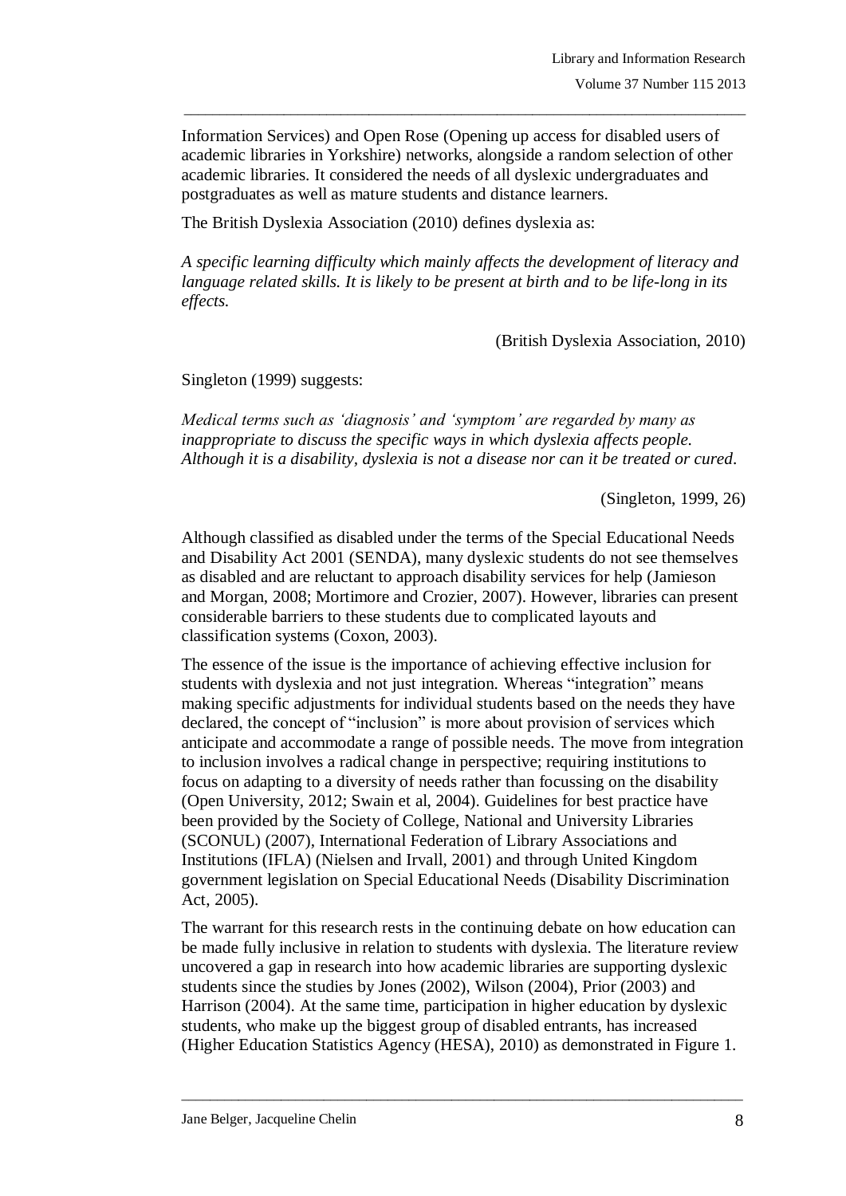Information Services) and Open Rose (Opening up access for disabled users of academic libraries in Yorkshire) networks, alongside a random selection of other academic libraries. It considered the needs of all dyslexic undergraduates and postgraduates as well as mature students and distance learners.

The British Dyslexia Association (2010) defines dyslexia as:

*A specific learning difficulty which mainly affects the development of literacy and language related skills. It is likely to be present at birth and to be life-long in its effects.*

(British Dyslexia Association, 2010)

Singleton (1999) suggests:

*Medical terms such as 'diagnosis' and 'symptom' are regarded by many as inappropriate to discuss the specific ways in which dyslexia affects people. Although it is a disability, dyslexia is not a disease nor can it be treated or cured.*

(Singleton, 1999, 26)

Although classified as disabled under the terms of the Special Educational Needs and Disability Act 2001 (SENDA), many dyslexic students do not see themselves as disabled and are reluctant to approach disability services for help (Jamieson and Morgan, 2008; Mortimore and Crozier, 2007). However, libraries can present considerable barriers to these students due to complicated layouts and classification systems (Coxon, 2003).

The essence of the issue is the importance of achieving effective inclusion for students with dyslexia and not just integration. Whereas "integration" means making specific adjustments for individual students based on the needs they have declared, the concept of "inclusion" is more about provision of services which anticipate and accommodate a range of possible needs. The move from integration to inclusion involves a radical change in perspective; requiring institutions to focus on adapting to a diversity of needs rather than focussing on the disability (Open University, 2012; Swain et al, 2004). Guidelines for best practice have been provided by the Society of College, National and University Libraries (SCONUL) (2007), International Federation of Library Associations and Institutions (IFLA) (Nielsen and Irvall, 2001) and through United Kingdom government legislation on Special Educational Needs (Disability Discrimination Act, 2005).

The warrant for this research rests in the continuing debate on how education can be made fully inclusive in relation to students with dyslexia. The literature review uncovered a gap in research into how academic libraries are supporting dyslexic students since the studies by Jones (2002), Wilson (2004), Prior (2003) and Harrison (2004). At the same time, participation in higher education by dyslexic students, who make up the biggest group of disabled entrants, has increased (Higher Education Statistics Agency (HESA), 2010) as demonstrated in Figure 1.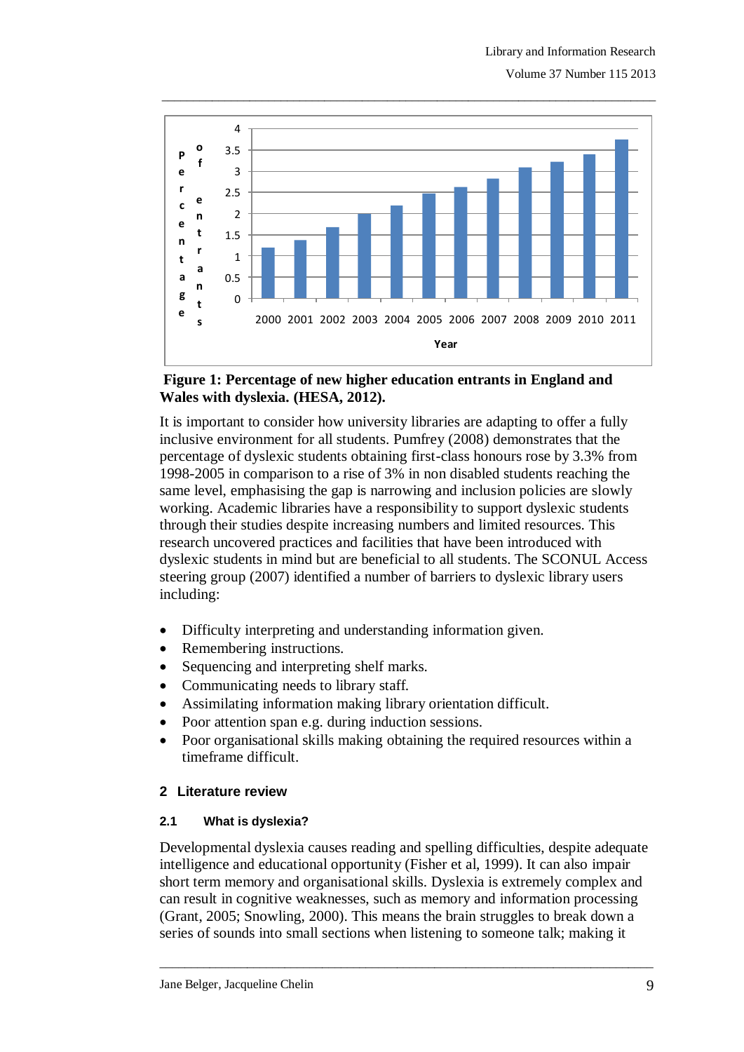**Figure 1: Percentage of new higher education entrants in England and Wales with dyslexia. (HESA, 2012).**

It is important to consider how university libraries are adapting to offer a fully inclusive environment for all students. Pumfrey (2008) demonstrates that the percentage of dyslexic students obtaining first-class honours rose by 3.3% from 1998-2005 in comparison to a rise of 3% in non disabled students reaching the same level, emphasising the gap is narrowing and inclusion policies are slowly working. Academic libraries have a responsibility to support dyslexic students through their studies despite increasing numbers and limited resources. This research uncovered practices and facilities that have been introduced with dyslexic students in mind but are beneficial to all students. The SCONUL Access steering group (2007) identified a number of barriers to dyslexic library users including:

- Difficulty interpreting and understanding information given.
- Remembering instructions.
- Sequencing and interpreting shelf marks.
- Communicating needs to library staff.
- Assimilating information making library orientation difficult.
- Poor attention span e.g. during induction sessions.
- Poor organisational skills making obtaining the required resources within a timeframe difficult.

## 2 Literature review

### 2.1 What is dyslexia?

Developmental dyslexia causes reading and spelling difficulties, despite adequate intelligence and educational opportunity (Fisher et al, 1999). It can also impair short term memory and organisational skills. Dyslexia is extremely complex and can result in cognitive weaknesses, such as memory and information processing (Grant, 2005; Snowling, 2000). This means the brain struggles to break down a series of sounds into small sections when listening to someone talk; making it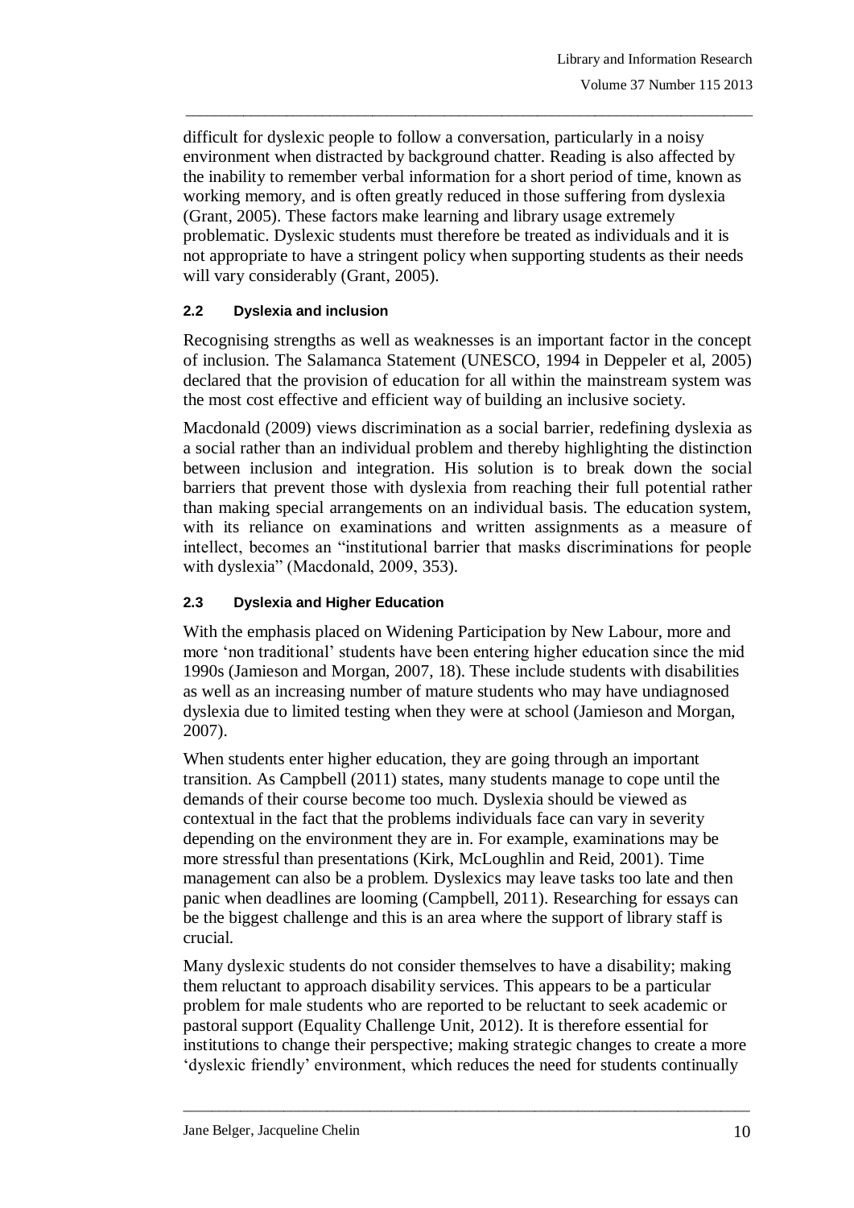difficult for dyslexic people to follow a conversation, particularly in a noisy environment when distracted by background chatter. Reading is also affected by the inability to remember verbal information for a short period of time, known as working memory, and is often greatly reduced in those suffering from dyslexia (Grant, 2005). These factors make learning and library usage extremely problematic. Dyslexic students must therefore be treated as individuals and it is not appropriate to have a stringent policy when supporting students as their needs will vary considerably (Grant, 2005).

### 2.2 Dyslexia and inclusion

Recognising strengths as well as weaknesses is an important factor in the concept of inclusion. The Salamanca Statement (UNESCO, 1994 in Deppeler et al, 2005) declared that the provision of education for all within the mainstream system was the most cost effective and efficient way of building an inclusive society.

Macdonald (2009) views discrimination as a social barrier, redefining dyslexia as a social rather than an individual problem and thereby highlighting the distinction between inclusion and integration. His solution is to break down the social barriers that prevent those with dyslexia from reaching their full potential rather than making special arrangements on an individual basis. The education system, with its reliance on examinations and written assignments as a measure of intellect, becomes an "institutional barrier that masks discriminations for people with dyslexia" (Macdonald, 2009, 353).

### 2.3 Dyslexia and Higher Education

With the emphasis placed on Widening Participation by New Labour, more and more 'non traditional' students have been entering higher education since the mid 1990s (Jamieson and Morgan, 2007, 18). These include students with disabilities as well as an increasing number of mature students who may have undiagnosed dyslexia due to limited testing when they were at school (Jamieson and Morgan, 2007).

When students enter higher education, they are going through an important transition. As Campbell (2011) states, many students manage to cope until the demands of their course become too much. Dyslexia should be viewed as contextual in the fact that the problems individuals face can vary in severity depending on the environment they are in. For example, examinations may be more stressful than presentations (Kirk, McLoughlin and Reid, 2001). Time management can also be a problem. Dyslexics may leave tasks too late and then panic when deadlines are looming (Campbell, 2011). Researching for essays can be the biggest challenge and this is an area where the support of library staff is crucial.

Many dyslexic students do not consider themselves to have a disability; making them reluctant to approach disability services. This appears to be a particular problem for male students who are reported to be reluctant to seek academic or pastoral support (Equality Challenge Unit, 2012). It is therefore essential for institutions to change their perspective; making strategic changes to create a more 'dyslexic friendly' environment, which reduces the need for students continually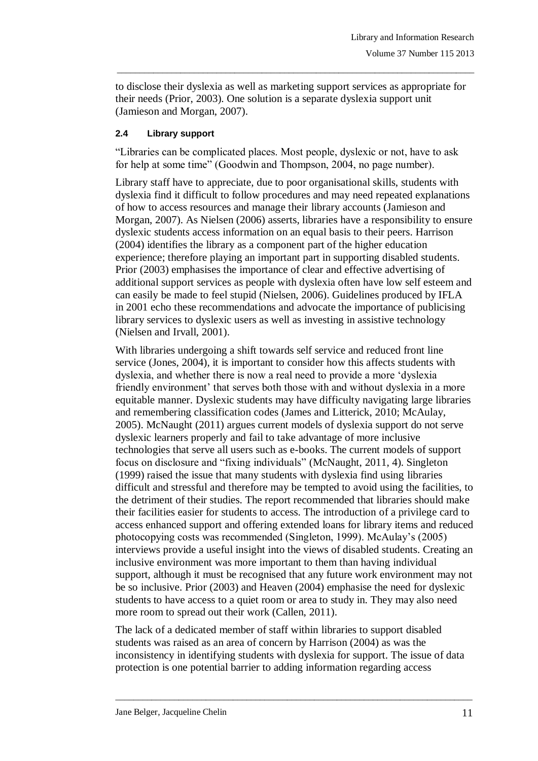to disclose their dyslexia as well as marketing support services as appropriate for their needs (Prior, 2003). One solution is a separate dyslexia support unit (Jamieson and Morgan, 2007).

### 2.4 Library support

"Libraries can be complicated places. Most people, dyslexic or not, have to ask for help at some time" (Goodwin and Thompson, 2004, no page number).

Library staff have to appreciate, due to poor organisational skills, students with dyslexia find it difficult to follow procedures and may need repeated explanations of how to access resources and manage their library accounts (Jamieson and Morgan, 2007). As Nielsen (2006) asserts, libraries have a responsibility to ensure dyslexic students access information on an equal basis to their peers. Harrison (2004) identifies the library as a component part of the higher education experience; therefore playing an important part in supporting disabled students. Prior (2003) emphasises the importance of clear and effective advertising of additional support services as people with dyslexia often have low self esteem and can easily be made to feel stupid (Nielsen, 2006). Guidelines produced by IFLA in 2001 echo these recommendations and advocate the importance of publicising library services to dyslexic users as well as investing in assistive technology (Nielsen and Irvall, 2001).

With libraries undergoing a shift towards self service and reduced front line service (Jones, 2004), it is important to consider how this affects students with dyslexia, and whether there is now a real need to provide a more 'dyslexia friendly environment' that serves both those with and without dyslexia in a more equitable manner. Dyslexic students may have difficulty navigating large libraries and remembering classification codes (James and Litterick, 2010; McAulay, 2005). McNaught (2011) argues current models of dyslexia support do not serve dyslexic learners properly and fail to take advantage of more inclusive technologies that serve all users such as e-books. The current models of support focus on disclosure and "fixing individuals" (McNaught, 2011, 4). Singleton (1999) raised the issue that many students with dyslexia find using libraries difficult and stressful and therefore may be tempted to avoid using the facilities, to the detriment of their studies. The report recommended that libraries should make their facilities easier for students to access. The introduction of a privilege card to access enhanced support and offering extended loans for library items and reduced photocopying costs was recommended (Singleton, 1999). McAulay's (2005) interviews provide a useful insight into the views of disabled students. Creating an inclusive environment was more important to them than having individual support, although it must be recognised that any future work environment may not be so inclusive. Prior (2003) and Heaven (2004) emphasise the need for dyslexic students to have access to a quiet room or area to study in. They may also need more room to spread out their work (Callen, 2011).

The lack of a dedicated member of staff within libraries to support disabled students was raised as an area of concern by Harrison (2004) as was the inconsistency in identifying students with dyslexia for support. The issue of data protection is one potential barrier to adding information regarding access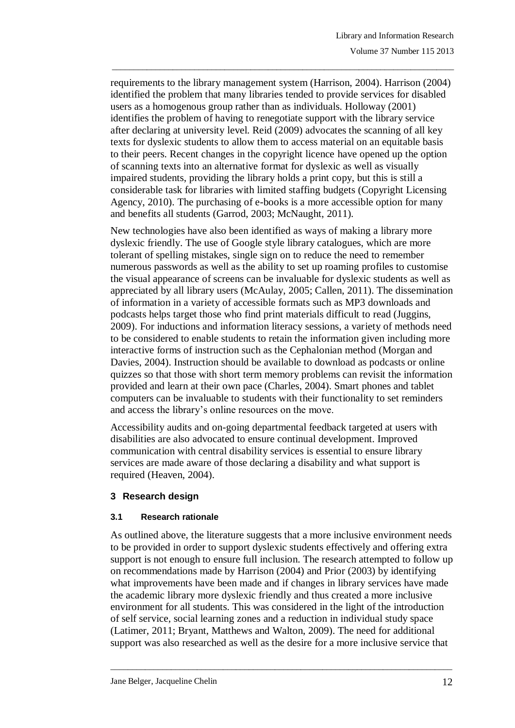requirements to the library management system (Harrison, 2004). Harrison (2004) identified the problem that many libraries tended to provide services for disabled users as a homogenous group rather than as individuals. Holloway (2001) identifies the problem of having to renegotiate support with the library service after declaring at university level. Reid (2009) advocates the scanning of all key texts for dyslexic students to allow them to access material on an equitable basis to their peers. Recent changes in the copyright licence have opened up the option of scanning texts into an alternative format for dyslexic as well as visually impaired students, providing the library holds a print copy, but this is still a considerable task for libraries with limited staffing budgets (Copyright Licensing Agency, 2010). The purchasing of e-books is a more accessible option for many and benefits all students (Garrod, 2003; McNaught, 2011).

New technologies have also been identified as ways of making a library more dyslexic friendly. The use of Google style library catalogues, which are more tolerant of spelling mistakes, single sign on to reduce the need to remember numerous passwords as well as the ability to set up roaming profiles to customise the visual appearance of screens can be invaluable for dyslexic students as well as appreciated by all library users (McAulay, 2005; Callen, 2011). The dissemination of information in a variety of accessible formats such as MP3 downloads and podcasts helps target those who find print materials difficult to read (Juggins, 2009). For inductions and information literacy sessions, a variety of methods need to be considered to enable students to retain the information given including more interactive forms of instruction such as the Cephalonian method (Morgan and Davies, 2004). Instruction should be available to download as podcasts or online quizzes so that those with short term memory problems can revisit the information provided and learn at their own pace (Charles, 2004). Smart phones and tablet computers can be invaluable to students with their functionality to set reminders and access the library's online resources on the move.

Accessibility audits and on-going departmental feedback targeted at users with disabilities are also advocated to ensure continual development. Improved communication with central disability services is essential to ensure library services are made aware of those declaring a disability and what support is required (Heaven, 2004).

## 3 Research design

### 3.1 Research rationale

As outlined above, the literature suggests that a more inclusive environment needs to be provided in order to support dyslexic students effectively and offering extra support is not enough to ensure full inclusion. The research attempted to follow up on recommendations made by Harrison (2004) and Prior (2003) by identifying what improvements have been made and if changes in library services have made the academic library more dyslexic friendly and thus created a more inclusive environment for all students. This was considered in the light of the introduction of self service, social learning zones and a reduction in individual study space (Latimer, 2011; Bryant, Matthews and Walton, 2009). The need for additional support was also researched as well as the desire for a more inclusive service that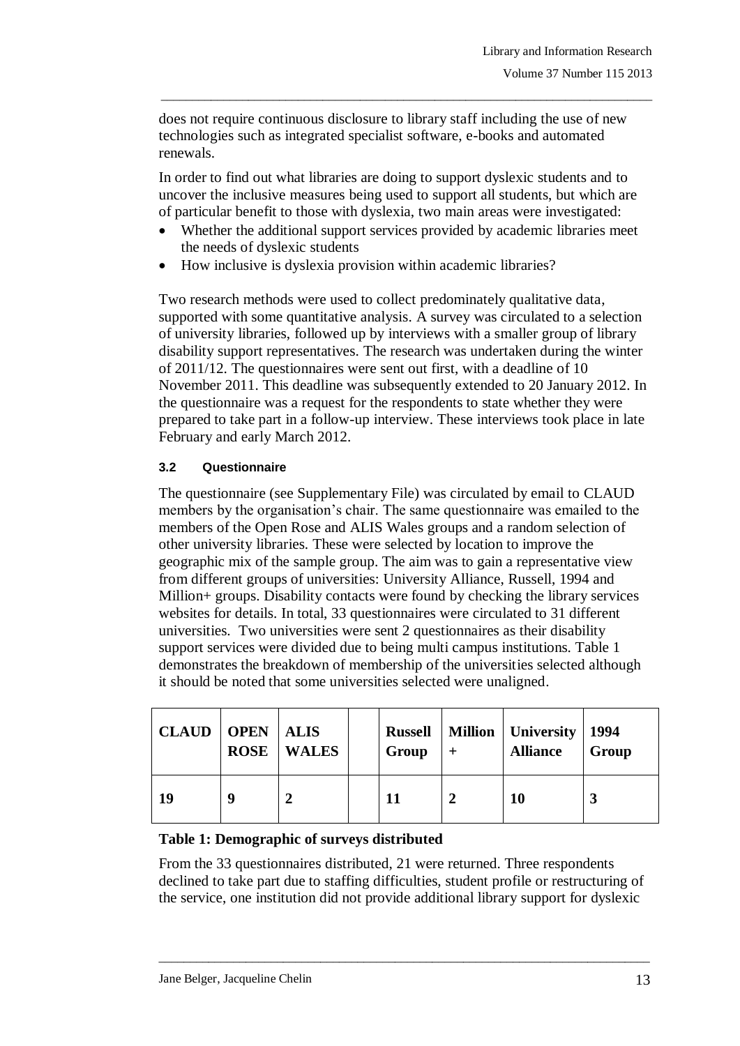does not require continuous disclosure to library staff including the use of new technologies such as integrated specialist software, e-books and automated renewals.

In order to find out what libraries are doing to support dyslexic students and to uncover the inclusive measures being used to support all students, but which are of particular benefit to those with dyslexia, two main areas were investigated:

- Whether the additional support services provided by academic libraries meet the needs of dyslexic students
- How inclusive is dyslexia provision within academic libraries?

Two research methods were used to collect predominately qualitative data, supported with some quantitative analysis. A survey was circulated to a selection of university libraries, followed up by interviews with a smaller group of library disability support representatives. The research was undertaken during the winter of 2011/12. The questionnaires were sent out first, with a deadline of 10 November 2011. This deadline was subsequently extended to 20 January 2012. In the questionnaire was a request for the respondents to state whether they were prepared to take part in a follow-up interview. These interviews took place in late February and early March 2012.

### 3.2 Questionnaire

The questionnaire (see Supplementary File) was circulated by email to CLAUD members by the organisation's chair. The same questionnaire was emailed to the members of the Open Rose and ALIS Wales groups and a random selection of other university libraries. These were selected by location to improve the geographic mix of the sample group. The aim was to gain a representative view from different groups of universities: University Alliance, Russell, 1994 and Million+ groups. Disability contacts were found by checking the library services websites for details. In total, 33 questionnaires were circulated to 31 different universities. Two universities were sent 2 questionnaires as their disability support services were divided due to being multi campus institutions. Table 1 demonstrates the breakdown of membership of the universities selected although it should be noted that some universities selected were unaligned.

| CLAUD | OPEN ROSE | ALIS WALES | | Russell Group | Million + | University Alliance | 1994 Group |
|---|---|---|---|---|---|---|---|
| 19 | 9 | 2 | | 11 | 2 | 10 | 3 |

**Table 1: Demographic of surveys distributed**

From the 33 questionnaires distributed, 21 were returned. Three respondents declined to take part due to staffing difficulties, student profile or restructuring of the service, one institution did not provide additional library support for dyslexic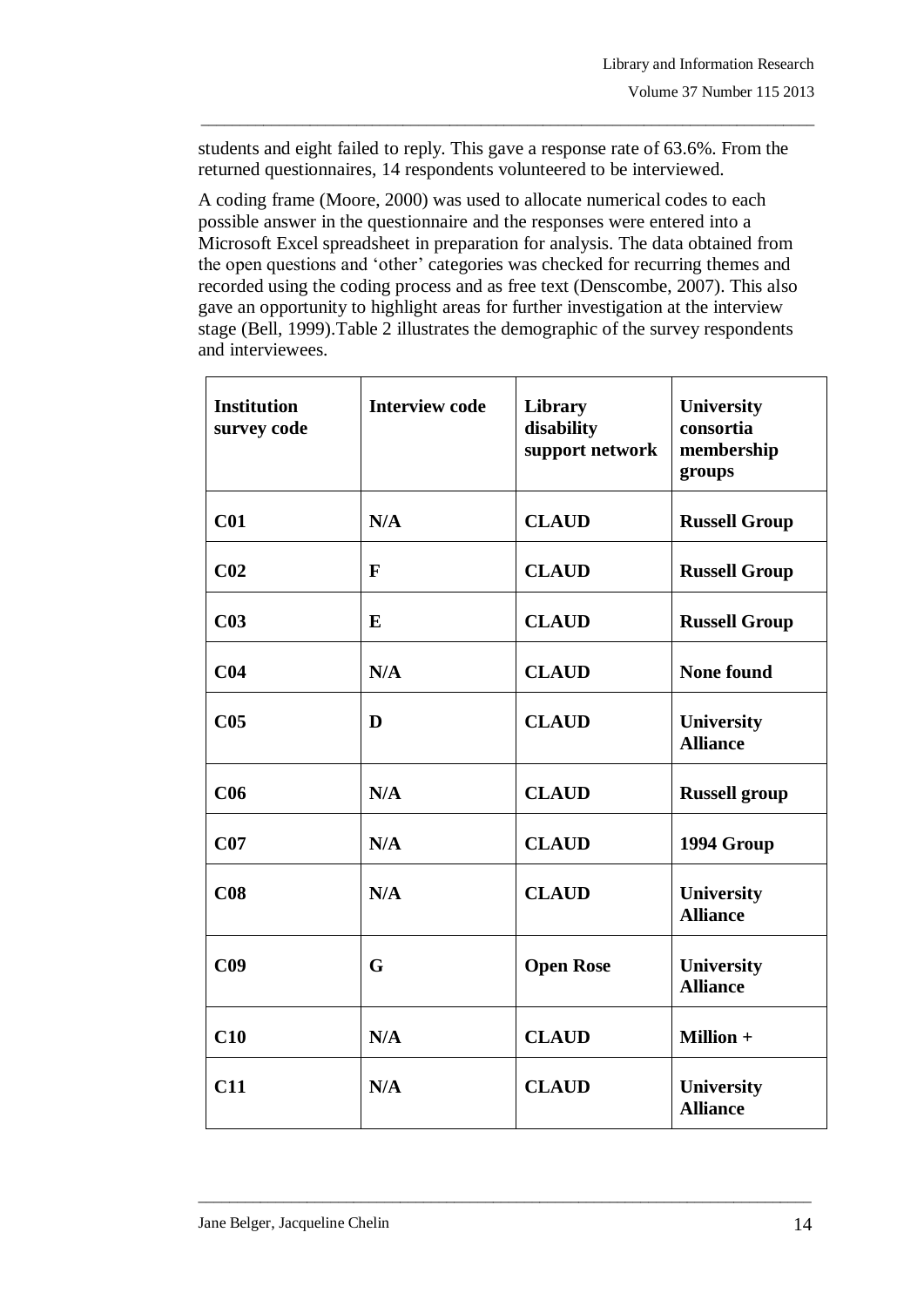students and eight failed to reply. This gave a response rate of 63.6%. From the returned questionnaires, 14 respondents volunteered to be interviewed.

A coding frame (Moore, 2000) was used to allocate numerical codes to each possible answer in the questionnaire and the responses were entered into a Microsoft Excel spreadsheet in preparation for analysis. The data obtained from the open questions and 'other' categories was checked for recurring themes and recorded using the coding process and as free text (Denscombe, 2007). This also gave an opportunity to highlight areas for further investigation at the interview stage (Bell, 1999).Table 2 illustrates the demographic of the survey respondents and interviewees.

| **Institution survey code** | **Interview code** | **Library disability support network** | **University consortia membership groups** |
|---|---|---|---|
| **C01** | **N/A** | **CLAUD** | **Russell Group** |
| **C02** | **F** | **CLAUD** | **Russell Group** |
| **C03** | **E** | **CLAUD** | **Russell Group** |
| **C04** | **N/A** | **CLAUD** | **None found** |
| **C05** | **D** | **CLAUD** | **University Alliance** |
| **C06** | **N/A** | **CLAUD** | **Russell group** |
| **C07** | **N/A** | **CLAUD** | **1994 Group** |
| **C08** | **N/A** | **CLAUD** | **University Alliance** |
| **C09** | **G** | **Open Rose** | **University Alliance** |
| **C10** | **N/A** | **CLAUD** | **Million +** |
| **C11** | **N/A** | **CLAUD** | **University Alliance** |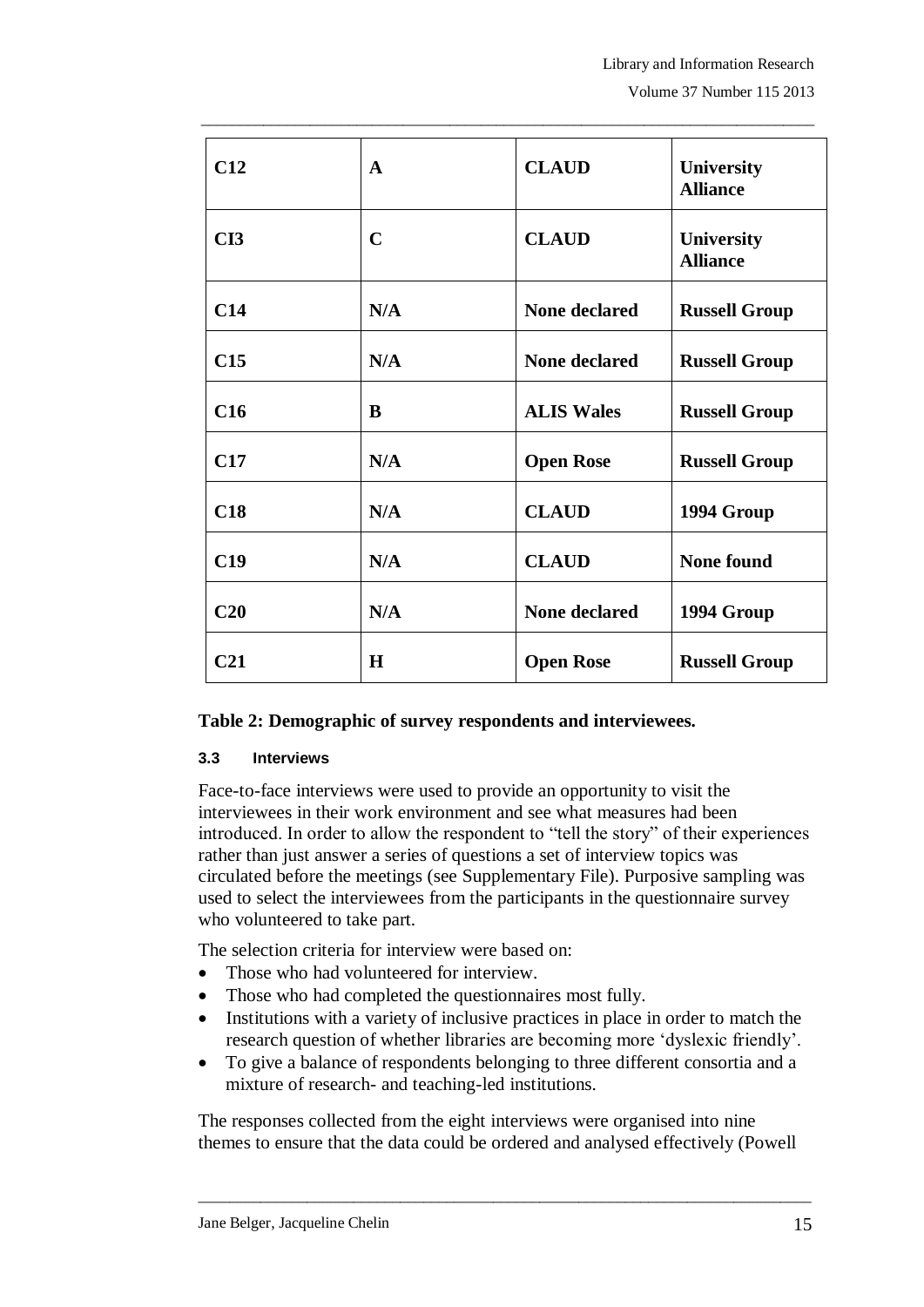| C12 | A | CLAUD | University Alliance |
|---|---|---|---|
| CI3 | C | CLAUD | University Alliance |
| C14 | N/A | None declared | Russell Group |
| C15 | N/A | None declared | Russell Group |
| C16 | B | ALIS Wales | Russell Group |
| C17 | N/A | Open Rose | Russell Group |
| C18 | N/A | CLAUD | 1994 Group |
| C19 | N/A | CLAUD | None found |
| C20 | N/A | None declared | 1994 Group |
| C21 | H | Open Rose | Russell Group |

**Table 2: Demographic of survey respondents and interviewees.**

### 3.3 Interviews

Face-to-face interviews were used to provide an opportunity to visit the interviewees in their work environment and see what measures had been introduced. In order to allow the respondent to "tell the story" of their experiences rather than just answer a series of questions a set of interview topics was circulated before the meetings (see Supplementary File). Purposive sampling was used to select the interviewees from the participants in the questionnaire survey who volunteered to take part.

The selection criteria for interview were based on:

- Those who had volunteered for interview.
- Those who had completed the questionnaires most fully.
- Institutions with a variety of inclusive practices in place in order to match the research question of whether libraries are becoming more 'dyslexic friendly'.
- To give a balance of respondents belonging to three different consortia and a mixture of research- and teaching-led institutions.

The responses collected from the eight interviews were organised into nine themes to ensure that the data could be ordered and analysed effectively (Powell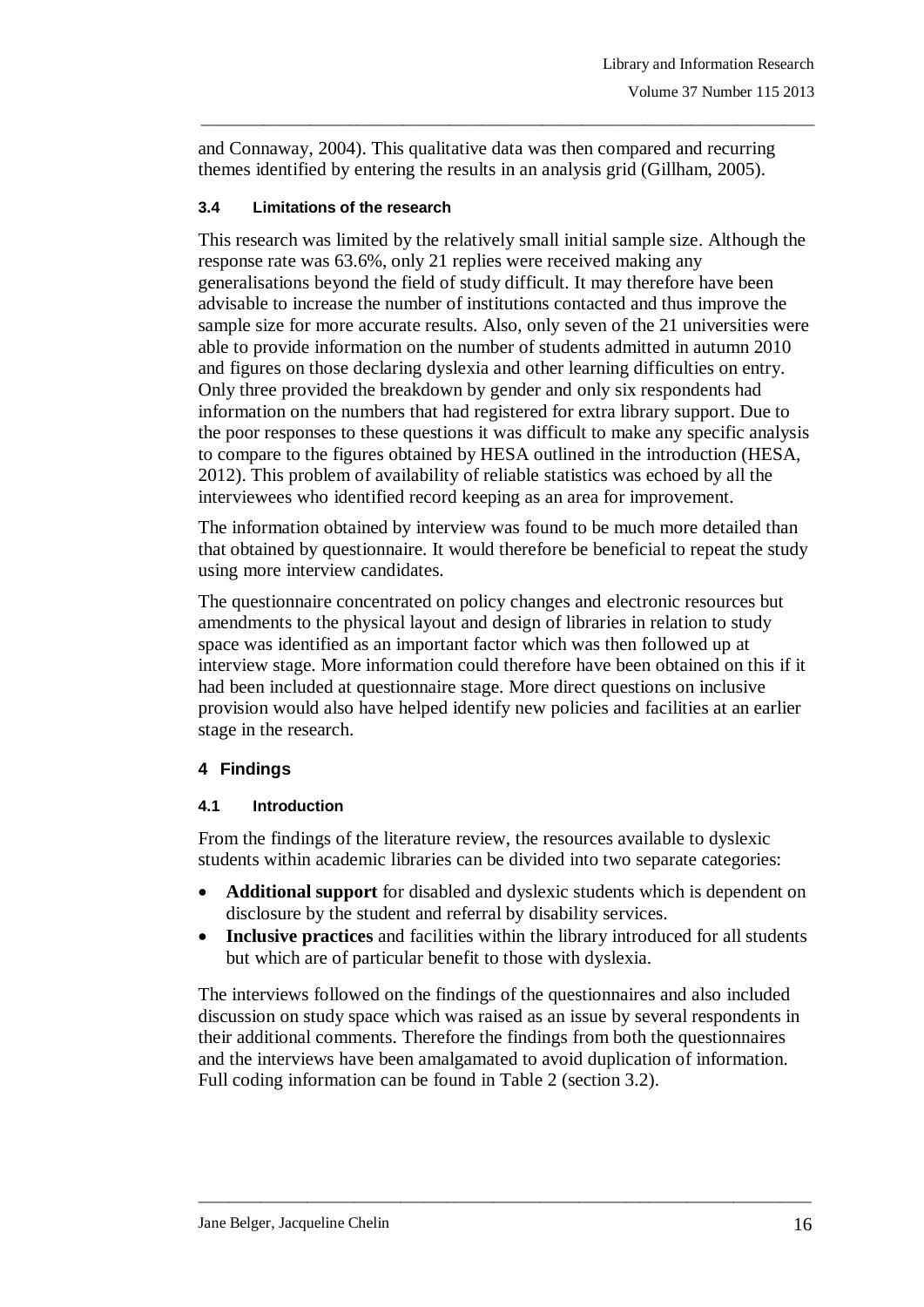and Connaway, 2004). This qualitative data was then compared and recurring themes identified by entering the results in an analysis grid (Gillham, 2005).

### 3.4 Limitations of the research

This research was limited by the relatively small initial sample size. Although the response rate was 63.6%, only 21 replies were received making any generalisations beyond the field of study difficult. It may therefore have been advisable to increase the number of institutions contacted and thus improve the sample size for more accurate results. Also, only seven of the 21 universities were able to provide information on the number of students admitted in autumn 2010 and figures on those declaring dyslexia and other learning difficulties on entry. Only three provided the breakdown by gender and only six respondents had information on the numbers that had registered for extra library support. Due to the poor responses to these questions it was difficult to make any specific analysis to compare to the figures obtained by HESA outlined in the introduction (HESA, 2012). This problem of availability of reliable statistics was echoed by all the interviewees who identified record keeping as an area for improvement.

The information obtained by interview was found to be much more detailed than that obtained by questionnaire. It would therefore be beneficial to repeat the study using more interview candidates.

The questionnaire concentrated on policy changes and electronic resources but amendments to the physical layout and design of libraries in relation to study space was identified as an important factor which was then followed up at interview stage. More information could therefore have been obtained on this if it had been included at questionnaire stage. More direct questions on inclusive provision would also have helped identify new policies and facilities at an earlier stage in the research.

## 4 Findings

### 4.1 Introduction

From the findings of the literature review, the resources available to dyslexic students within academic libraries can be divided into two separate categories:

- **Additional support** for disabled and dyslexic students which is dependent on disclosure by the student and referral by disability services.
- **Inclusive practices** and facilities within the library introduced for all students but which are of particular benefit to those with dyslexia.

The interviews followed on the findings of the questionnaires and also included discussion on study space which was raised as an issue by several respondents in their additional comments. Therefore the findings from both the questionnaires and the interviews have been amalgamated to avoid duplication of information. Full coding information can be found in Table 2 (section 3.2).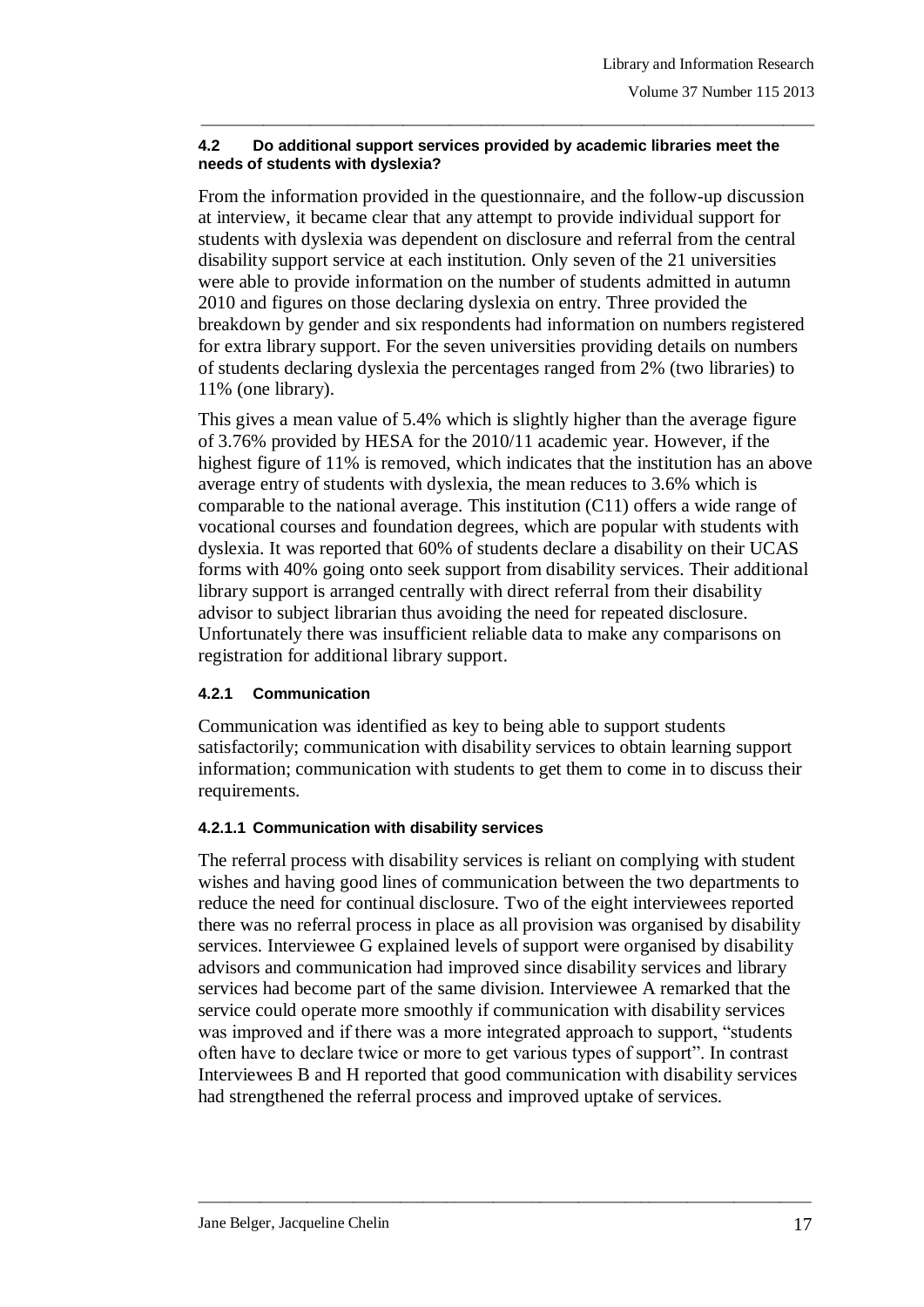### 4.2 Do additional support services provided by academic libraries meet the needs of students with dyslexia?

From the information provided in the questionnaire, and the follow-up discussion at interview, it became clear that any attempt to provide individual support for students with dyslexia was dependent on disclosure and referral from the central disability support service at each institution. Only seven of the 21 universities were able to provide information on the number of students admitted in autumn 2010 and figures on those declaring dyslexia on entry. Three provided the breakdown by gender and six respondents had information on numbers registered for extra library support. For the seven universities providing details on numbers of students declaring dyslexia the percentages ranged from 2% (two libraries) to 11% (one library).

This gives a mean value of 5.4% which is slightly higher than the average figure of 3.76% provided by HESA for the 2010/11 academic year. However, if the highest figure of 11% is removed, which indicates that the institution has an above average entry of students with dyslexia, the mean reduces to 3.6% which is comparable to the national average. This institution (C11) offers a wide range of vocational courses and foundation degrees, which are popular with students with dyslexia. It was reported that 60% of students declare a disability on their UCAS forms with 40% going onto seek support from disability services. Their additional library support is arranged centrally with direct referral from their disability advisor to subject librarian thus avoiding the need for repeated disclosure. Unfortunately there was insufficient reliable data to make any comparisons on registration for additional library support.

#### 4.2.1 Communication

Communication was identified as key to being able to support students satisfactorily; communication with disability services to obtain learning support information; communication with students to get them to come in to discuss their requirements.

##### 4.2.1.1 Communication with disability services

The referral process with disability services is reliant on complying with student wishes and having good lines of communication between the two departments to reduce the need for continual disclosure. Two of the eight interviewees reported there was no referral process in place as all provision was organised by disability services. Interviewee G explained levels of support were organised by disability advisors and communication had improved since disability services and library services had become part of the same division. Interviewee A remarked that the service could operate more smoothly if communication with disability services was improved and if there was a more integrated approach to support, "students often have to declare twice or more to get various types of support". In contrast Interviewees B and H reported that good communication with disability services had strengthened the referral process and improved uptake of services.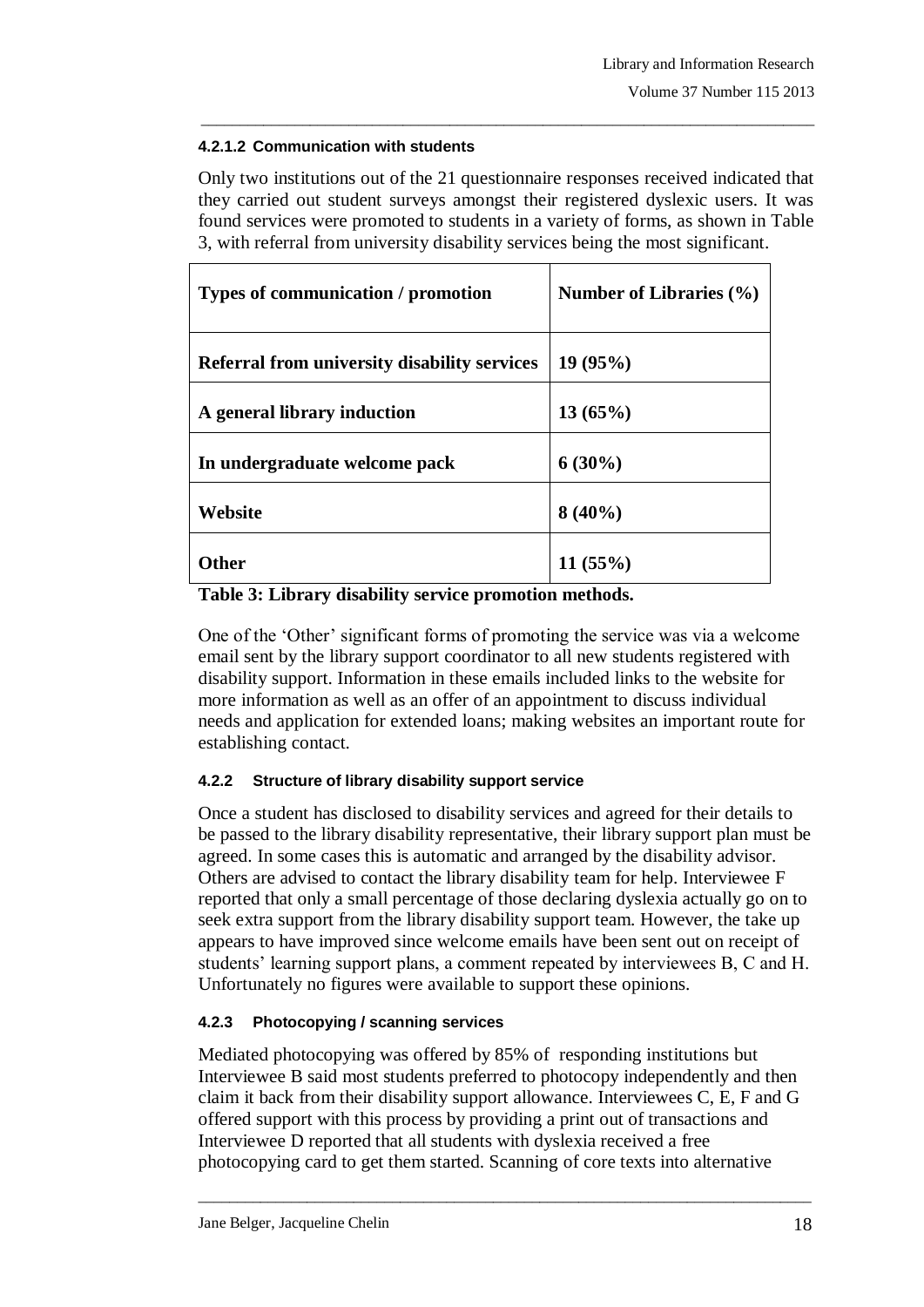#### 4.2.1.2 Communication with students

Only two institutions out of the 21 questionnaire responses received indicated that they carried out student surveys amongst their registered dyslexic users. It was found services were promoted to students in a variety of forms, as shown in Table 3, with referral from university disability services being the most significant.

| Types of communication / promotion | Number of Libraries (%) |
|---|---|
| **Referral from university disability services** | **19 (95%)** |
| **A general library induction** | **13 (65%)** |
| **In undergraduate welcome pack** | **6 (30%)** |
| **Website** | **8 (40%)** |
| **Other** | **11 (55%)** |

**Table 3: Library disability service promotion methods.**

One of the 'Other' significant forms of promoting the service was via a welcome email sent by the library support coordinator to all new students registered with disability support. Information in these emails included links to the website for more information as well as an offer of an appointment to discuss individual needs and application for extended loans; making websites an important route for establishing contact.

### 4.2.2 Structure of library disability support service

Once a student has disclosed to disability services and agreed for their details to be passed to the library disability representative, their library support plan must be agreed. In some cases this is automatic and arranged by the disability advisor. Others are advised to contact the library disability team for help. Interviewee F reported that only a small percentage of those declaring dyslexia actually go on to seek extra support from the library disability support team. However, the take up appears to have improved since welcome emails have been sent out on receipt of students' learning support plans, a comment repeated by interviewees B, C and H. Unfortunately no figures were available to support these opinions.

### 4.2.3 Photocopying / scanning services

Mediated photocopying was offered by 85% of responding institutions but Interviewee B said most students preferred to photocopy independently and then claim it back from their disability support allowance. Interviewees C, E, F and G offered support with this process by providing a print out of transactions and Interviewee D reported that all students with dyslexia received a free photocopying card to get them started. Scanning of core texts into alternative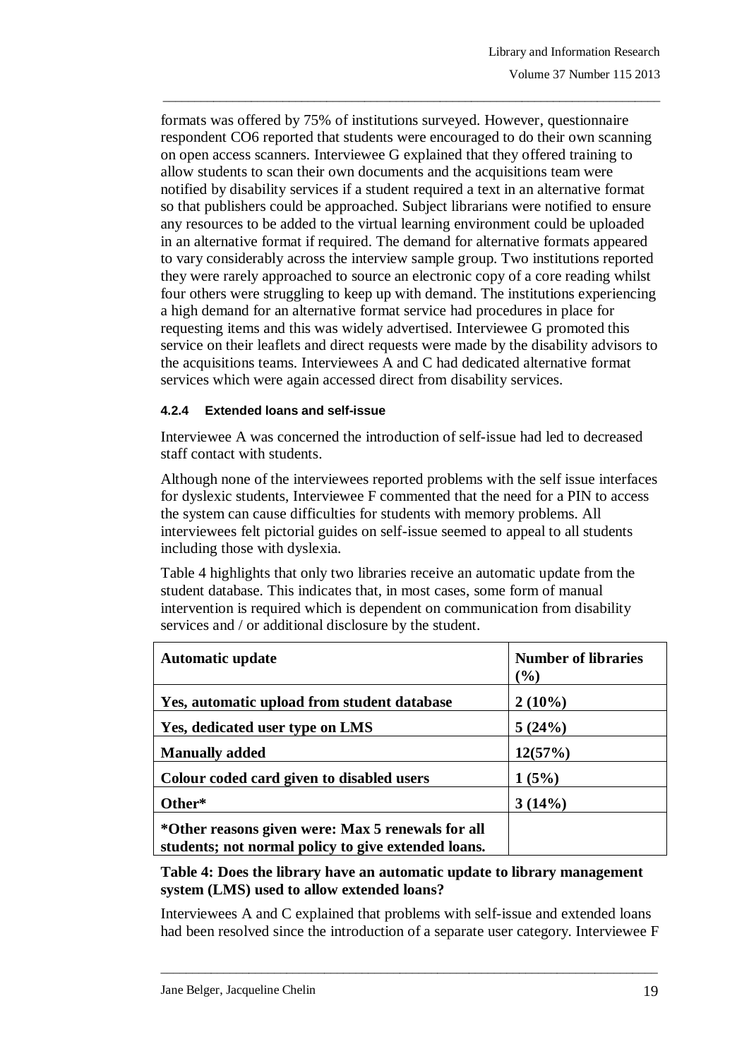formats was offered by 75% of institutions surveyed. However, questionnaire respondent CO6 reported that students were encouraged to do their own scanning on open access scanners. Interviewee G explained that they offered training to allow students to scan their own documents and the acquisitions team were notified by disability services if a student required a text in an alternative format so that publishers could be approached. Subject librarians were notified to ensure any resources to be added to the virtual learning environment could be uploaded in an alternative format if required. The demand for alternative formats appeared to vary considerably across the interview sample group. Two institutions reported they were rarely approached to source an electronic copy of a core reading whilst four others were struggling to keep up with demand. The institutions experiencing a high demand for an alternative format service had procedures in place for requesting items and this was widely advertised. Interviewee G promoted this service on their leaflets and direct requests were made by the disability advisors to the acquisitions teams. Interviewees A and C had dedicated alternative format services which were again accessed direct from disability services.

#### 4.2.4 Extended loans and self-issue

Interviewee A was concerned the introduction of self-issue had led to decreased staff contact with students.

Although none of the interviewees reported problems with the self issue interfaces for dyslexic students, Interviewee F commented that the need for a PIN to access the system can cause difficulties for students with memory problems. All interviewees felt pictorial guides on self-issue seemed to appeal to all students including those with dyslexia.

Table 4 highlights that only two libraries receive an automatic update from the student database. This indicates that, in most cases, some form of manual intervention is required which is dependent on communication from disability services and / or additional disclosure by the student.

| Automatic update | Number of libraries (%) |
|---|---|
| Yes, automatic upload from student database | 2 (10%) |
| Yes, dedicated user type on LMS | 5 (24%) |
| Manually added | 12(57%) |
| Colour coded card given to disabled users | 1 (5%) |
| Other* | 3 (14%) |
| *Other reasons given were: Max 5 renewals for all students; not normal policy to give extended loans. | |

**Table 4: Does the library have an automatic update to library management system (LMS) used to allow extended loans?**

Interviewees A and C explained that problems with self-issue and extended loans had been resolved since the introduction of a separate user category. Interviewee F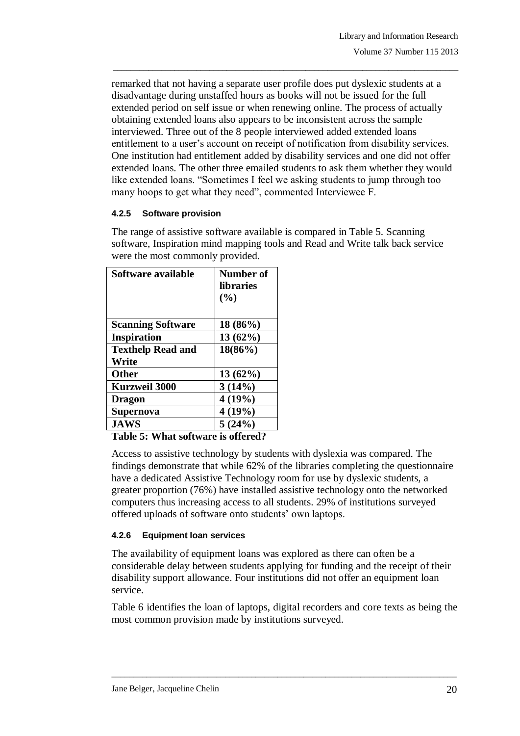remarked that not having a separate user profile does put dyslexic students at a disadvantage during unstaffed hours as books will not be issued for the full extended period on self issue or when renewing online. The process of actually obtaining extended loans also appears to be inconsistent across the sample interviewed. Three out of the 8 people interviewed added extended loans entitlement to a user's account on receipt of notification from disability services. One institution had entitlement added by disability services and one did not offer extended loans. The other three emailed students to ask them whether they would like extended loans. "Sometimes I feel we asking students to jump through too many hoops to get what they need", commented Interviewee F.

#### 4.2.5 Software provision

The range of assistive software available is compared in Table 5. Scanning software, Inspiration mind mapping tools and Read and Write talk back service were the most commonly provided.

| Software available | Number of libraries (%) |
|---|---|
| Scanning Software | 18 (86%) |
| Inspiration | 13 (62%) |
| Texthelp Read and Write | 18(86%) |
| Other | 13 (62%) |
| Kurzweil 3000 | 3 (14%) |
| Dragon | 4 (19%) |
| Supernova | 4 (19%) |
| JAWS | 5 (24%) |

**Table 5: What software is offered?**

Access to assistive technology by students with dyslexia was compared. The findings demonstrate that while 62% of the libraries completing the questionnaire have a dedicated Assistive Technology room for use by dyslexic students, a greater proportion (76%) have installed assistive technology onto the networked computers thus increasing access to all students. 29% of institutions surveyed offered uploads of software onto students' own laptops.

#### 4.2.6 Equipment loan services

The availability of equipment loans was explored as there can often be a considerable delay between students applying for funding and the receipt of their disability support allowance. Four institutions did not offer an equipment loan service.

Table 6 identifies the loan of laptops, digital recorders and core texts as being the most common provision made by institutions surveyed.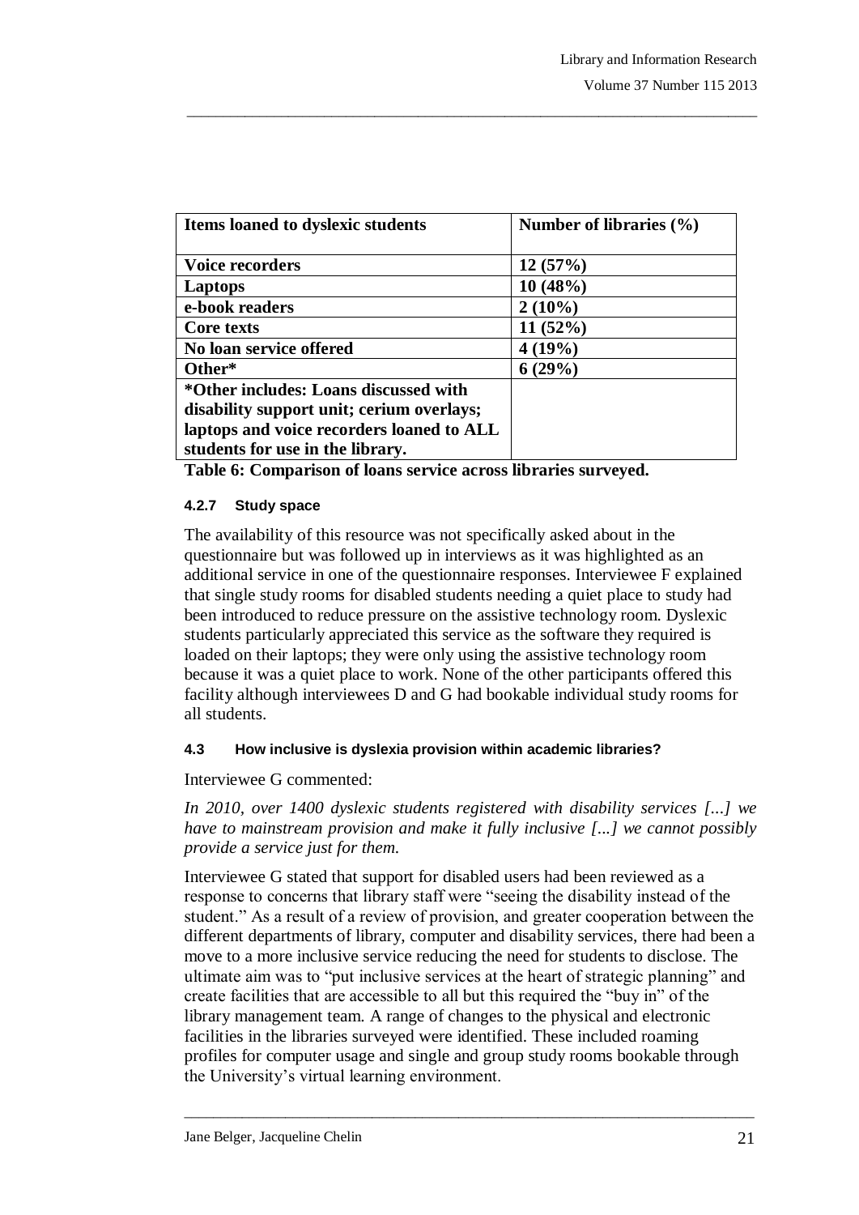| Items loaned to dyslexic students | Number of libraries (%) |
|---|---|
| **Voice recorders** | **12 (57%)** |
| **Laptops** | **10 (48%)** |
| **e-book readers** | **2 (10%)** |
| **Core texts** | **11 (52%)** |
| **No loan service offered** | **4 (19%)** |
| **Other*** | **6 (29%)** |
| ***Other includes: Loans discussed with disability support unit; cerium overlays; laptops and voice recorders loaned to ALL students for use in the library.** | |

**Table 6: Comparison of loans service across libraries surveyed.**

#### 4.2.7 Study space

The availability of this resource was not specifically asked about in the questionnaire but was followed up in interviews as it was highlighted as an additional service in one of the questionnaire responses. Interviewee F explained that single study rooms for disabled students needing a quiet place to study had been introduced to reduce pressure on the assistive technology room. Dyslexic students particularly appreciated this service as the software they required is loaded on their laptops; they were only using the assistive technology room because it was a quiet place to work. None of the other participants offered this facility although interviewees D and G had bookable individual study rooms for all students.

### 4.3 How inclusive is dyslexia provision within academic libraries?

Interviewee G commented:

*In 2010, over 1400 dyslexic students registered with disability services [...] we have to mainstream provision and make it fully inclusive [...] we cannot possibly provide a service just for them.*

Interviewee G stated that support for disabled users had been reviewed as a response to concerns that library staff were "seeing the disability instead of the student." As a result of a review of provision, and greater cooperation between the different departments of library, computer and disability services, there had been a move to a more inclusive service reducing the need for students to disclose. The ultimate aim was to "put inclusive services at the heart of strategic planning" and create facilities that are accessible to all but this required the "buy in" of the library management team. A range of changes to the physical and electronic facilities in the libraries surveyed were identified. These included roaming profiles for computer usage and single and group study rooms bookable through the University's virtual learning environment.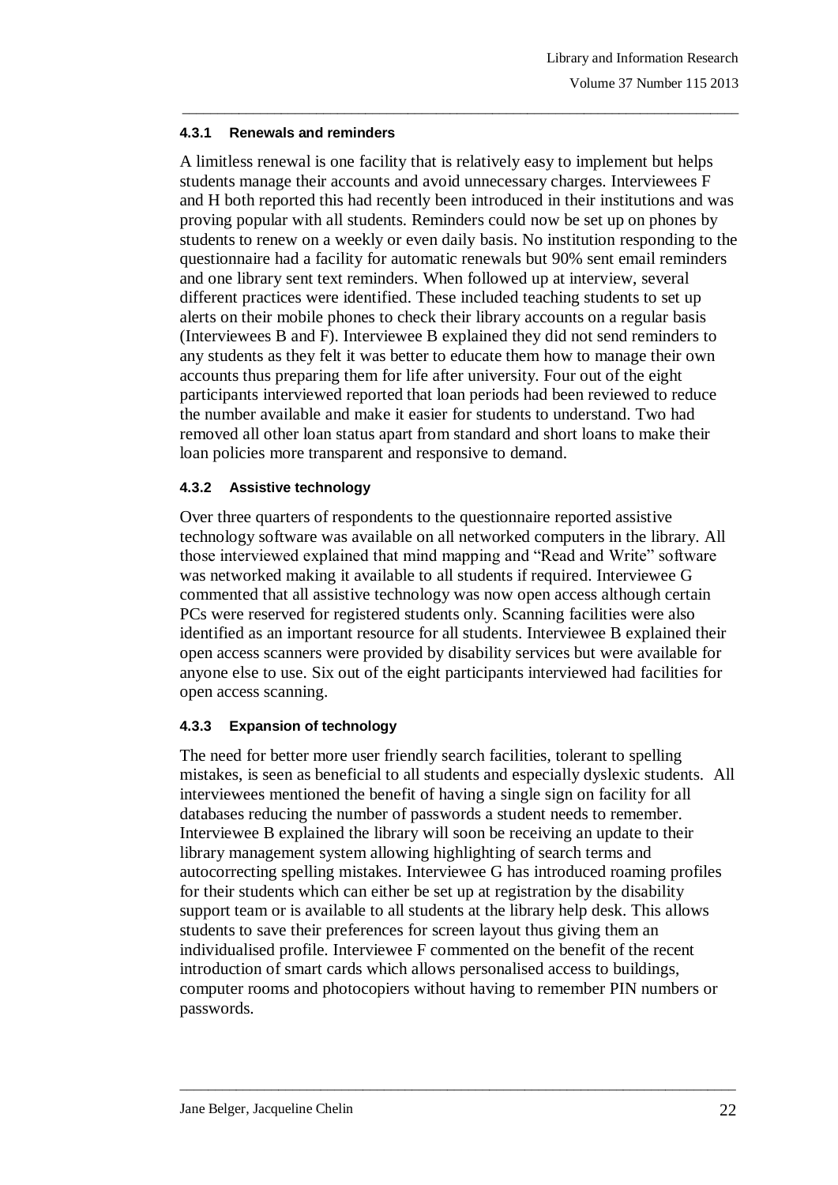#### 4.3.1 Renewals and reminders

A limitless renewal is one facility that is relatively easy to implement but helps students manage their accounts and avoid unnecessary charges. Interviewees F and H both reported this had recently been introduced in their institutions and was proving popular with all students. Reminders could now be set up on phones by students to renew on a weekly or even daily basis. No institution responding to the questionnaire had a facility for automatic renewals but 90% sent email reminders and one library sent text reminders. When followed up at interview, several different practices were identified. These included teaching students to set up alerts on their mobile phones to check their library accounts on a regular basis (Interviewees B and F). Interviewee B explained they did not send reminders to any students as they felt it was better to educate them how to manage their own accounts thus preparing them for life after university. Four out of the eight participants interviewed reported that loan periods had been reviewed to reduce the number available and make it easier for students to understand. Two had removed all other loan status apart from standard and short loans to make their loan policies more transparent and responsive to demand.

#### 4.3.2 Assistive technology

Over three quarters of respondents to the questionnaire reported assistive technology software was available on all networked computers in the library. All those interviewed explained that mind mapping and "Read and Write" software was networked making it available to all students if required. Interviewee G commented that all assistive technology was now open access although certain PCs were reserved for registered students only. Scanning facilities were also identified as an important resource for all students. Interviewee B explained their open access scanners were provided by disability services but were available for anyone else to use. Six out of the eight participants interviewed had facilities for open access scanning.

#### 4.3.3 Expansion of technology

The need for better more user friendly search facilities, tolerant to spelling mistakes, is seen as beneficial to all students and especially dyslexic students. All interviewees mentioned the benefit of having a single sign on facility for all databases reducing the number of passwords a student needs to remember. Interviewee B explained the library will soon be receiving an update to their library management system allowing highlighting of search terms and autocorrecting spelling mistakes. Interviewee G has introduced roaming profiles for their students which can either be set up at registration by the disability support team or is available to all students at the library help desk. This allows students to save their preferences for screen layout thus giving them an individualised profile. Interviewee F commented on the benefit of the recent introduction of smart cards which allows personalised access to buildings, computer rooms and photocopiers without having to remember PIN numbers or passwords.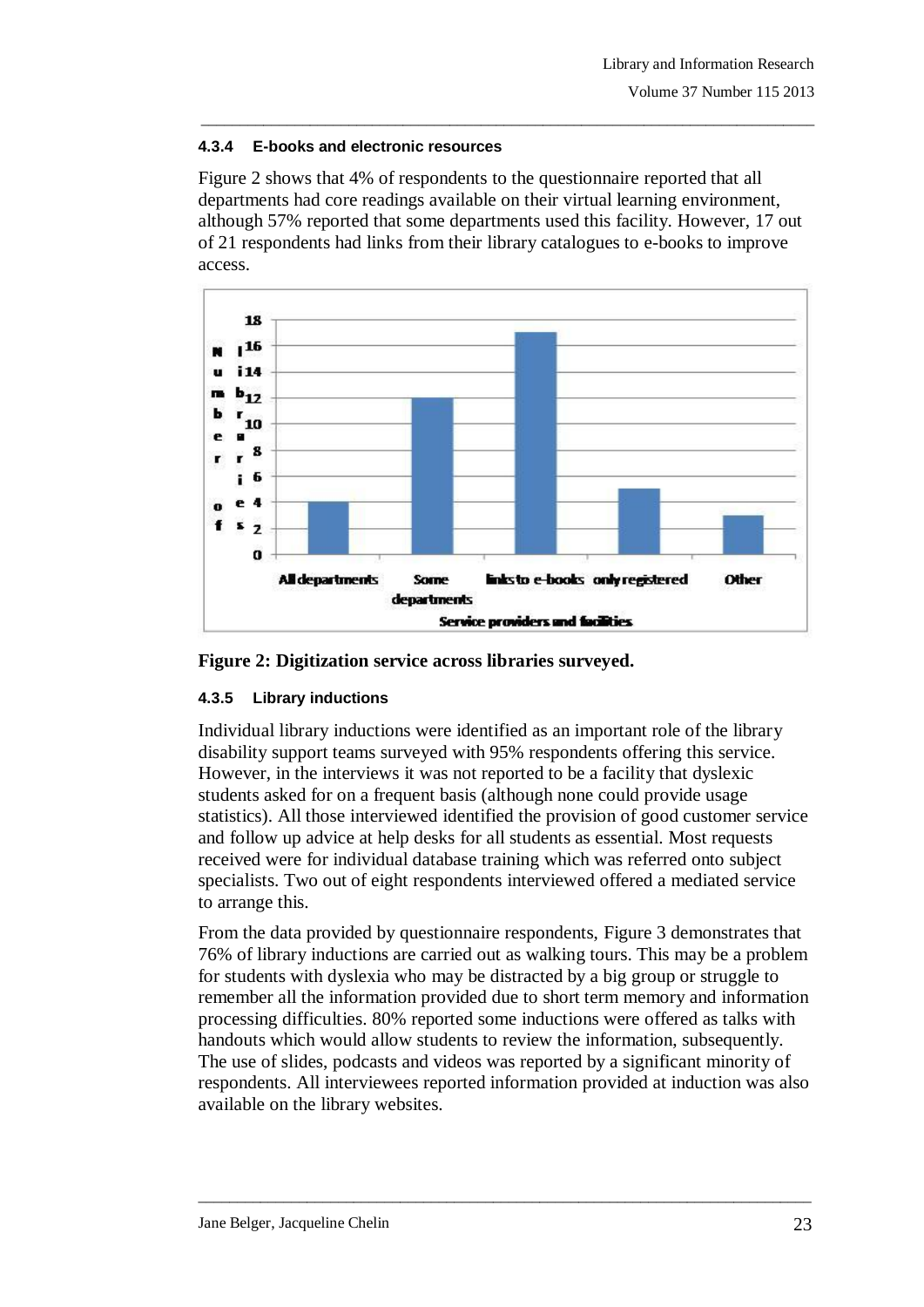#### 4.3.4 E-books and electronic resources

Figure 2 shows that 4% of respondents to the questionnaire reported that all departments had core readings available on their virtual learning environment, although 57% reported that some departments used this facility. However, 17 out of 21 respondents had links from their library catalogues to e-books to improve access.

**Figure 2: Digitization service across libraries surveyed.**

#### 4.3.5 Library inductions

Individual library inductions were identified as an important role of the library disability support teams surveyed with 95% respondents offering this service. However, in the interviews it was not reported to be a facility that dyslexic students asked for on a frequent basis (although none could provide usage statistics). All those interviewed identified the provision of good customer service and follow up advice at help desks for all students as essential. Most requests received were for individual database training which was referred onto subject specialists. Two out of eight respondents interviewed offered a mediated service to arrange this.

From the data provided by questionnaire respondents, Figure 3 demonstrates that 76% of library inductions are carried out as walking tours. This may be a problem for students with dyslexia who may be distracted by a big group or struggle to remember all the information provided due to short term memory and information processing difficulties. 80% reported some inductions were offered as talks with handouts which would allow students to review the information, subsequently. The use of slides, podcasts and videos was reported by a significant minority of respondents. All interviewees reported information provided at induction was also available on the library websites.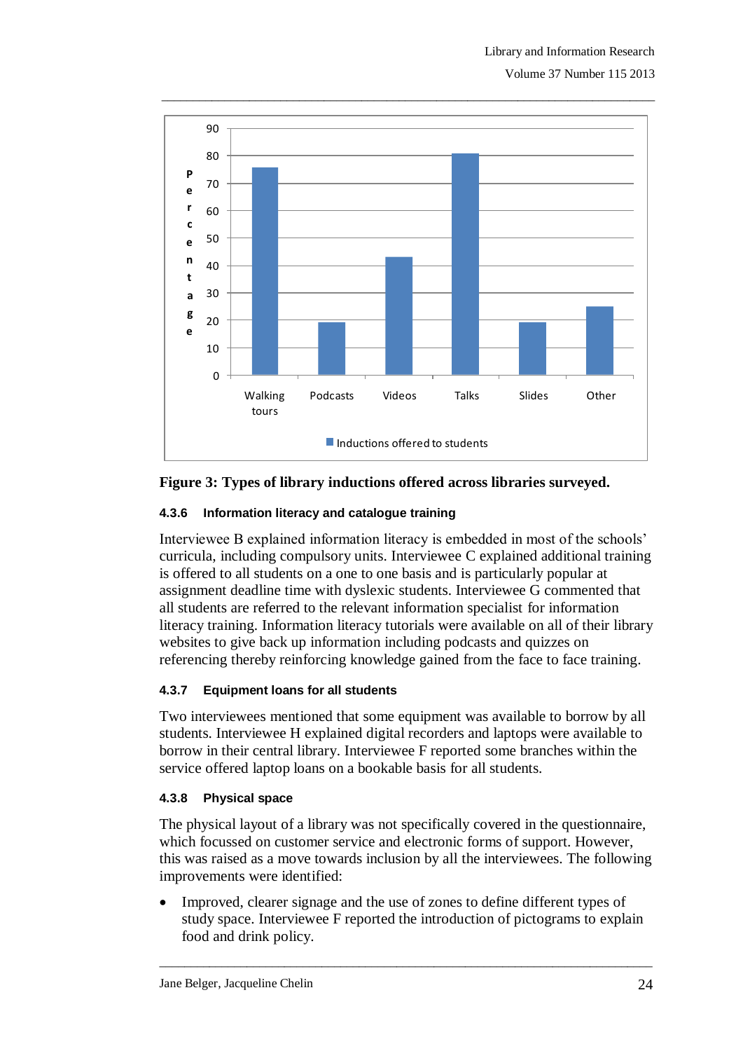**Figure 3: Types of library inductions offered across libraries surveyed.**

#### 4.3.6 Information literacy and catalogue training

Interviewee B explained information literacy is embedded in most of the schools' curricula, including compulsory units. Interviewee C explained additional training is offered to all students on a one to one basis and is particularly popular at assignment deadline time with dyslexic students. Interviewee G commented that all students are referred to the relevant information specialist for information literacy training. Information literacy tutorials were available on all of their library websites to give back up information including podcasts and quizzes on referencing thereby reinforcing knowledge gained from the face to face training.

#### 4.3.7 Equipment loans for all students

Two interviewees mentioned that some equipment was available to borrow by all students. Interviewee H explained digital recorders and laptops were available to borrow in their central library. Interviewee F reported some branches within the service offered laptop loans on a bookable basis for all students.

#### 4.3.8 Physical space

The physical layout of a library was not specifically covered in the questionnaire, which focussed on customer service and electronic forms of support. However, this was raised as a move towards inclusion by all the interviewees. The following improvements were identified:

- Improved, clearer signage and the use of zones to define different types of study space. Interviewee F reported the introduction of pictograms to explain food and drink policy.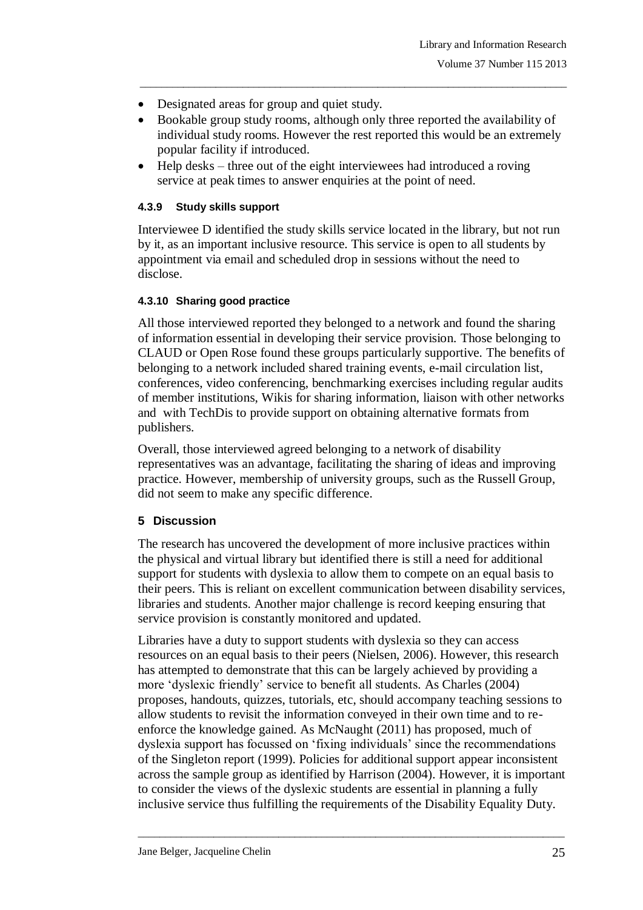- Designated areas for group and quiet study.
- Bookable group study rooms, although only three reported the availability of individual study rooms. However the rest reported this would be an extremely popular facility if introduced.
- Help desks – three out of the eight interviewees had introduced a roving service at peak times to answer enquiries at the point of need.

#### 4.3.9 Study skills support

Interviewee D identified the study skills service located in the library, but not run by it, as an important inclusive resource. This service is open to all students by appointment via email and scheduled drop in sessions without the need to disclose.

#### 4.3.10 Sharing good practice

All those interviewed reported they belonged to a network and found the sharing of information essential in developing their service provision. Those belonging to CLAUD or Open Rose found these groups particularly supportive. The benefits of belonging to a network included shared training events, e-mail circulation list, conferences, video conferencing, benchmarking exercises including regular audits of member institutions, Wikis for sharing information, liaison with other networks and with TechDis to provide support on obtaining alternative formats from publishers.

Overall, those interviewed agreed belonging to a network of disability representatives was an advantage, facilitating the sharing of ideas and improving practice. However, membership of university groups, such as the Russell Group, did not seem to make any specific difference.

## 5 Discussion

The research has uncovered the development of more inclusive practices within the physical and virtual library but identified there is still a need for additional support for students with dyslexia to allow them to compete on an equal basis to their peers. This is reliant on excellent communication between disability services, libraries and students. Another major challenge is record keeping ensuring that service provision is constantly monitored and updated.

Libraries have a duty to support students with dyslexia so they can access resources on an equal basis to their peers (Nielsen, 2006). However, this research has attempted to demonstrate that this can be largely achieved by providing a more 'dyslexic friendly' service to benefit all students. As Charles (2004) proposes, handouts, quizzes, tutorials, etc, should accompany teaching sessions to allow students to revisit the information conveyed in their own time and to re-enforce the knowledge gained. As McNaught (2011) has proposed, much of dyslexia support has focussed on 'fixing individuals' since the recommendations of the Singleton report (1999). Policies for additional support appear inconsistent across the sample group as identified by Harrison (2004). However, it is important to consider the views of the dyslexic students are essential in planning a fully inclusive service thus fulfilling the requirements of the Disability Equality Duty.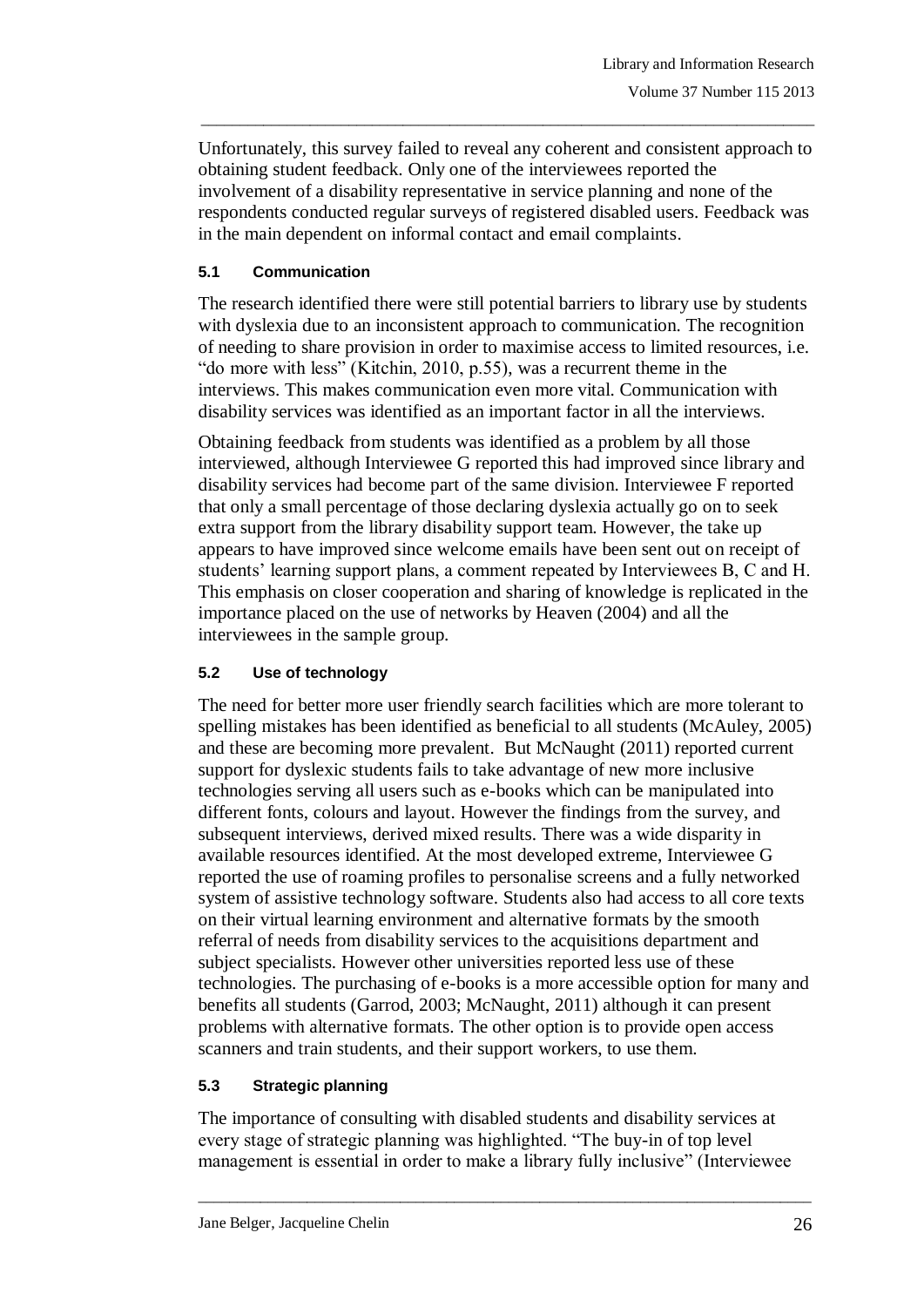Unfortunately, this survey failed to reveal any coherent and consistent approach to obtaining student feedback. Only one of the interviewees reported the involvement of a disability representative in service planning and none of the respondents conducted regular surveys of registered disabled users. Feedback was in the main dependent on informal contact and email complaints.

### 5.1 Communication

The research identified there were still potential barriers to library use by students with dyslexia due to an inconsistent approach to communication. The recognition of needing to share provision in order to maximise access to limited resources, i.e. "do more with less" (Kitchin, 2010, p.55), was a recurrent theme in the interviews. This makes communication even more vital. Communication with disability services was identified as an important factor in all the interviews.

Obtaining feedback from students was identified as a problem by all those interviewed, although Interviewee G reported this had improved since library and disability services had become part of the same division. Interviewee F reported that only a small percentage of those declaring dyslexia actually go on to seek extra support from the library disability support team. However, the take up appears to have improved since welcome emails have been sent out on receipt of students' learning support plans, a comment repeated by Interviewees B, C and H. This emphasis on closer cooperation and sharing of knowledge is replicated in the importance placed on the use of networks by Heaven (2004) and all the interviewees in the sample group.

### 5.2 Use of technology

The need for better more user friendly search facilities which are more tolerant to spelling mistakes has been identified as beneficial to all students (McAuley, 2005) and these are becoming more prevalent. But McNaught (2011) reported current support for dyslexic students fails to take advantage of new more inclusive technologies serving all users such as e-books which can be manipulated into different fonts, colours and layout. However the findings from the survey, and subsequent interviews, derived mixed results. There was a wide disparity in available resources identified. At the most developed extreme, Interviewee G reported the use of roaming profiles to personalise screens and a fully networked system of assistive technology software. Students also had access to all core texts on their virtual learning environment and alternative formats by the smooth referral of needs from disability services to the acquisitions department and subject specialists. However other universities reported less use of these technologies. The purchasing of e-books is a more accessible option for many and benefits all students (Garrod, 2003; McNaught, 2011) although it can present problems with alternative formats. The other option is to provide open access scanners and train students, and their support workers, to use them.

### 5.3 Strategic planning

The importance of consulting with disabled students and disability services at every stage of strategic planning was highlighted. "The buy-in of top level management is essential in order to make a library fully inclusive" (Interviewee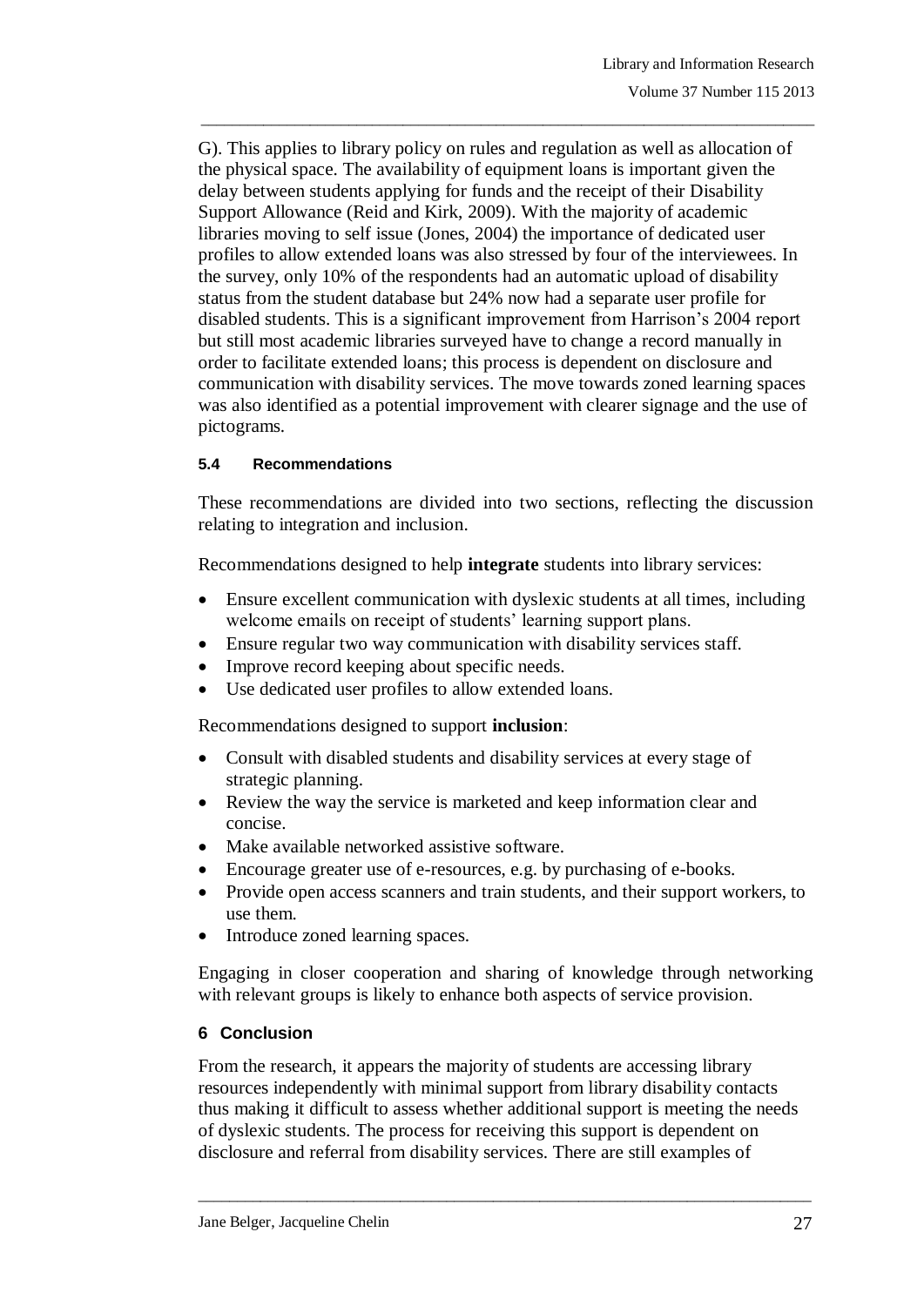G). This applies to library policy on rules and regulation as well as allocation of the physical space. The availability of equipment loans is important given the delay between students applying for funds and the receipt of their Disability Support Allowance (Reid and Kirk, 2009). With the majority of academic libraries moving to self issue (Jones, 2004) the importance of dedicated user profiles to allow extended loans was also stressed by four of the interviewees. In the survey, only 10% of the respondents had an automatic upload of disability status from the student database but 24% now had a separate user profile for disabled students. This is a significant improvement from Harrison's 2004 report but still most academic libraries surveyed have to change a record manually in order to facilitate extended loans; this process is dependent on disclosure and communication with disability services. The move towards zoned learning spaces was also identified as a potential improvement with clearer signage and the use of pictograms.

### 5.4 Recommendations

These recommendations are divided into two sections, reflecting the discussion relating to integration and inclusion.

Recommendations designed to help **integrate** students into library services:

- Ensure excellent communication with dyslexic students at all times, including welcome emails on receipt of students' learning support plans.
- Ensure regular two way communication with disability services staff.
- Improve record keeping about specific needs.
- Use dedicated user profiles to allow extended loans.

Recommendations designed to support **inclusion**:

- Consult with disabled students and disability services at every stage of strategic planning.
- Review the way the service is marketed and keep information clear and concise.
- Make available networked assistive software.
- Encourage greater use of e-resources, e.g. by purchasing of e-books.
- Provide open access scanners and train students, and their support workers, to use them.
- Introduce zoned learning spaces.

Engaging in closer cooperation and sharing of knowledge through networking with relevant groups is likely to enhance both aspects of service provision.

## 6 Conclusion

From the research, it appears the majority of students are accessing library resources independently with minimal support from library disability contacts thus making it difficult to assess whether additional support is meeting the needs of dyslexic students. The process for receiving this support is dependent on disclosure and referral from disability services. There are still examples of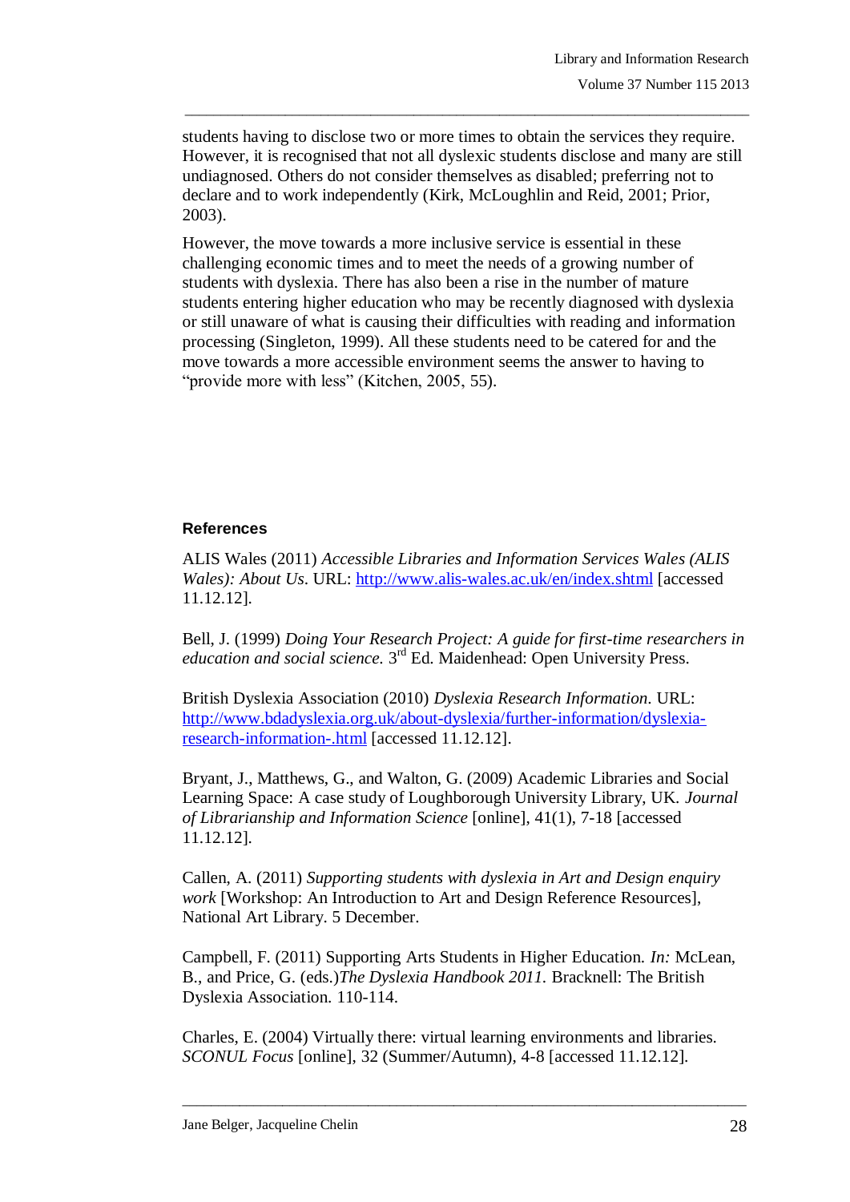students having to disclose two or more times to obtain the services they require. However, it is recognised that not all dyslexic students disclose and many are still undiagnosed. Others do not consider themselves as disabled; preferring not to declare and to work independently (Kirk, McLoughlin and Reid, 2001; Prior, 2003).

However, the move towards a more inclusive service is essential in these challenging economic times and to meet the needs of a growing number of students with dyslexia. There has also been a rise in the number of mature students entering higher education who may be recently diagnosed with dyslexia or still unaware of what is causing their difficulties with reading and information processing (Singleton, 1999). All these students need to be catered for and the move towards a more accessible environment seems the answer to having to "provide more with less" (Kitchen, 2005, 55).

## References

ALIS Wales (2011) *Accessible Libraries and Information Services Wales (ALIS Wales): About Us*. URL: http://www.alis-wales.ac.uk/en/index.shtml [accessed 11.12.12].

Bell, J. (1999) *Doing Your Research Project: A guide for first-time researchers in education and social science.* 3rd Ed. Maidenhead: Open University Press.

British Dyslexia Association (2010) *Dyslexia Research Information*. URL: http://www.bdadyslexia.org.uk/about-dyslexia/further-information/dyslexia-research-information-.html [accessed 11.12.12].

Bryant, J., Matthews, G., and Walton, G. (2009) Academic Libraries and Social Learning Space: A case study of Loughborough University Library, UK. *Journal of Librarianship and Information Science* [online], 41(1), 7-18 [accessed 11.12.12].

Callen, A. (2011) *Supporting students with dyslexia in Art and Design enquiry work* [Workshop: An Introduction to Art and Design Reference Resources], National Art Library. 5 December.

Campbell, F. (2011) Supporting Arts Students in Higher Education. *In:* McLean, B., and Price, G. (eds.)*The Dyslexia Handbook 2011.* Bracknell: The British Dyslexia Association. 110-114.

Charles, E. (2004) Virtually there: virtual learning environments and libraries. *SCONUL Focus* [online], 32 (Summer/Autumn), 4-8 [accessed 11.12.12].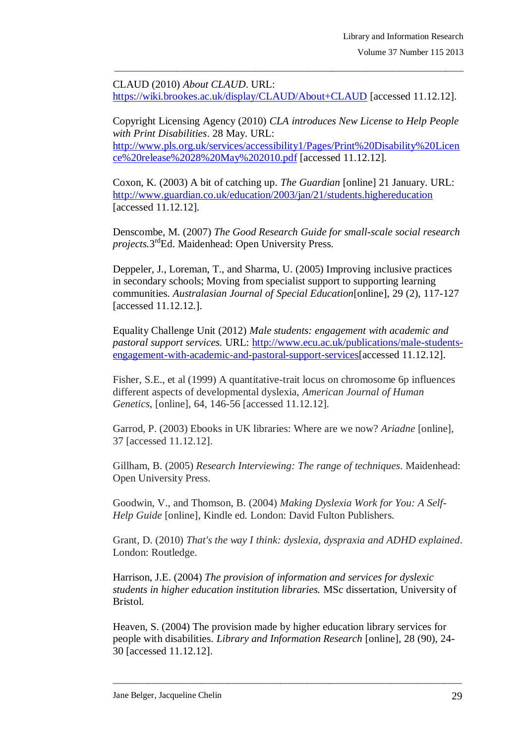CLAUD (2010) *About CLAUD*. URL: https://wiki.brookes.ac.uk/display/CLAUD/About+CLAUD [accessed 11.12.12].

Copyright Licensing Agency (2010) *CLA introduces New License to Help People with Print Disabilities*. 28 May. URL: http://www.pls.org.uk/services/accessibility1/Pages/Print%20Disability%20Licence%20release%2028%20May%202010.pdf [accessed 11.12.12].

Coxon, K. (2003) A bit of catching up. *The Guardian* [online] 21 January. URL: http://www.guardian.co.uk/education/2003/jan/21/students.highereducation [accessed 11.12.12].

Denscombe, M. (2007) *The Good Research Guide for small-scale social research projects*.3rdEd. Maidenhead: Open University Press.

Deppeler, J., Loreman, T., and Sharma, U. (2005) Improving inclusive practices in secondary schools; Moving from specialist support to supporting learning communities. *Australasian Journal of Special Education*[online], 29 (2), 117-127 [accessed 11.12.12.].

Equality Challenge Unit (2012) *Male students: engagement with academic and pastoral support services.* URL: http://www.ecu.ac.uk/publications/male-students-engagement-with-academic-and-pastoral-support-services[accessed 11.12.12].

Fisher, S.E., et al (1999) A quantitative-trait locus on chromosome 6p influences different aspects of developmental dyslexia, *American Journal of Human Genetics*, [online], 64, 146-56 [accessed 11.12.12].

Garrod, P. (2003) Ebooks in UK libraries: Where are we now? *Ariadne* [online], 37 [accessed 11.12.12].

Gillham, B. (2005) *Research Interviewing: The range of techniques*. Maidenhead: Open University Press.

Goodwin, V., and Thomson, B. (2004) *Making Dyslexia Work for You: A Self-Help Guide* [online], Kindle ed. London: David Fulton Publishers.

Grant, D. (2010) *That's the way I think: dyslexia, dyspraxia and ADHD explained*. London: Routledge.

Harrison, J.E. (2004) *The provision of information and services for dyslexic students in higher education institution libraries.* MSc dissertation, University of Bristol.

Heaven, S. (2004) The provision made by higher education library services for people with disabilities. *Library and Information Research* [online], 28 (90), 24-30 [accessed 11.12.12].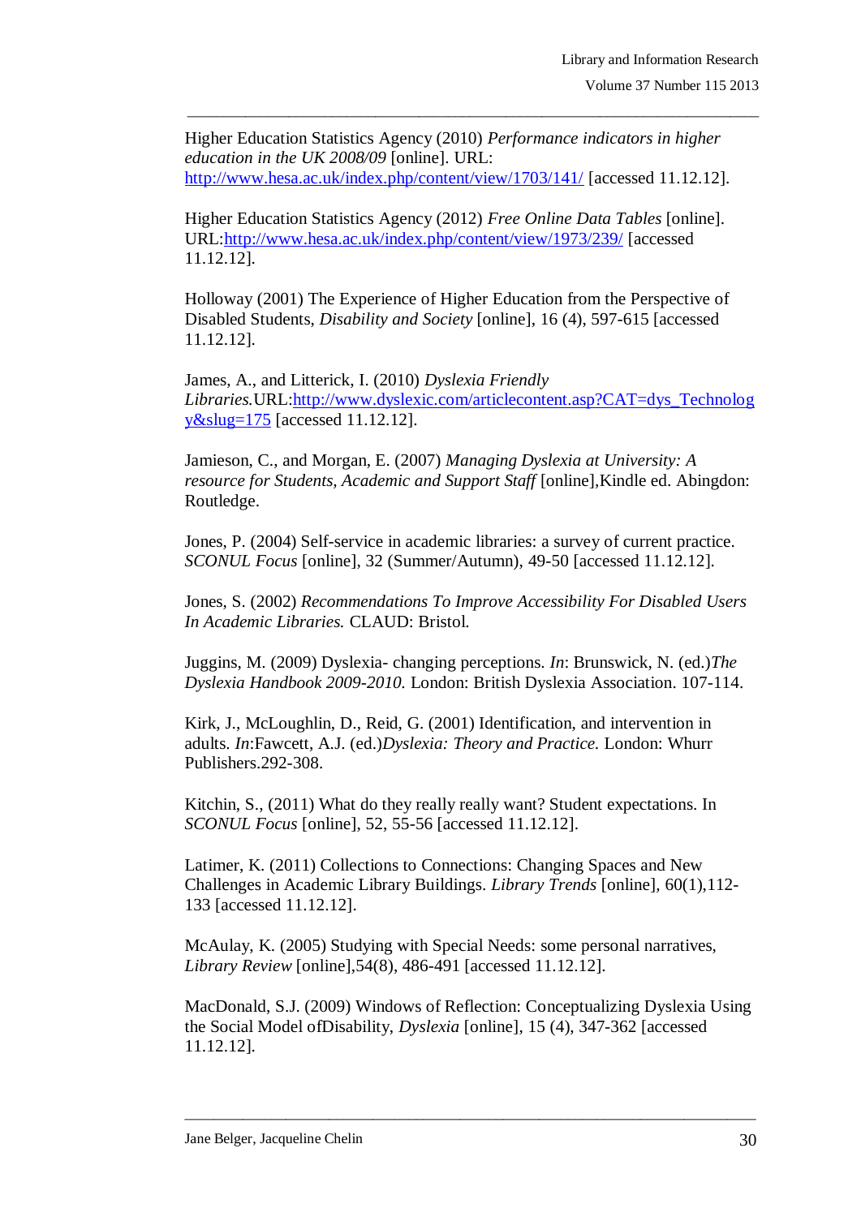Higher Education Statistics Agency (2010) *Performance indicators in higher education in the UK 2008/09* [online]. URL: http://www.hesa.ac.uk/index.php/content/view/1703/141/ [accessed 11.12.12].

Higher Education Statistics Agency (2012) *Free Online Data Tables* [online]. URL:http://www.hesa.ac.uk/index.php/content/view/1973/239/ [accessed 11.12.12].

Holloway (2001) The Experience of Higher Education from the Perspective of Disabled Students, *Disability and Society* [online], 16 (4), 597-615 [accessed 11.12.12].

James, A., and Litterick, I. (2010) *Dyslexia Friendly Libraries.*URL:http://www.dyslexic.com/articlecontent.asp?CAT=dys_Technology&slug=175 [accessed 11.12.12].

Jamieson, C., and Morgan, E. (2007) *Managing Dyslexia at University: A resource for Students, Academic and Support Staff* [online],Kindle ed. Abingdon: Routledge.

Jones, P. (2004) Self-service in academic libraries: a survey of current practice. *SCONUL Focus* [online], 32 (Summer/Autumn), 49-50 [accessed 11.12.12].

Jones, S. (2002) *Recommendations To Improve Accessibility For Disabled Users In Academic Libraries.* CLAUD: Bristol.

Juggins, M. (2009) Dyslexia- changing perceptions. *In*: Brunswick, N. (ed.)*The Dyslexia Handbook 2009-2010.* London: British Dyslexia Association. 107-114.

Kirk, J., McLoughlin, D., Reid, G. (2001) Identification, and intervention in adults. *In*:Fawcett, A.J. (ed.)*Dyslexia: Theory and Practice.* London: Whurr Publishers.292-308.

Kitchin, S., (2011) What do they really really want? Student expectations. In *SCONUL Focus* [online], 52, 55-56 [accessed 11.12.12].

Latimer, K. (2011) Collections to Connections: Changing Spaces and New Challenges in Academic Library Buildings. *Library Trends* [online], 60(1),112-133 [accessed 11.12.12].

McAulay, K. (2005) Studying with Special Needs: some personal narratives, *Library Review* [online],54(8), 486-491 [accessed 11.12.12].

MacDonald, S.J. (2009) Windows of Reflection: Conceptualizing Dyslexia Using the Social Model ofDisability, *Dyslexia* [online], 15 (4), 347-362 [accessed 11.12.12].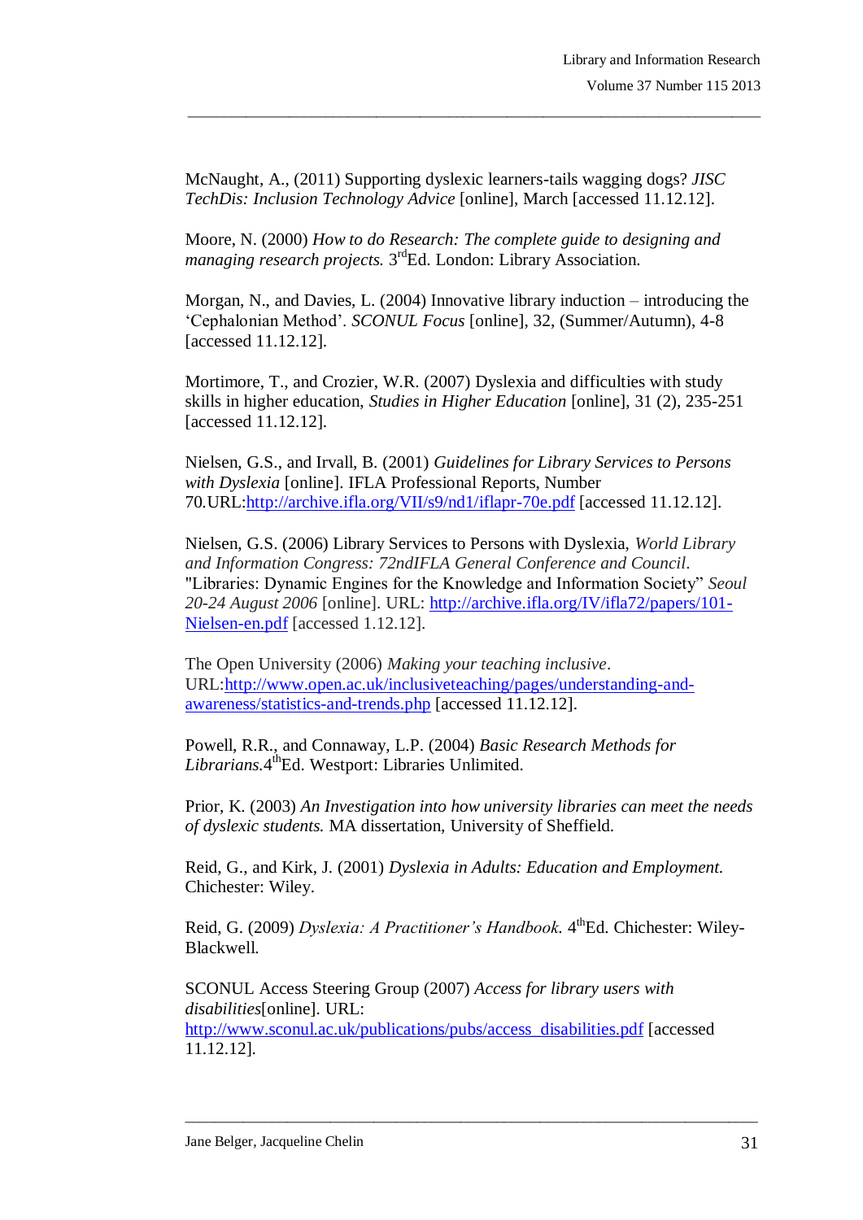McNaught, A., (2011) Supporting dyslexic learners-tails wagging dogs? *JISC TechDis: Inclusion Technology Advice* [online], March [accessed 11.12.12].

Moore, N. (2000) *How to do Research: The complete guide to designing and managing research projects.* 3rdEd. London: Library Association.

Morgan, N., and Davies, L. (2004) Innovative library induction – introducing the 'Cephalonian Method'. *SCONUL Focus* [online], 32, (Summer/Autumn), 4-8 [accessed 11.12.12].

Mortimore, T., and Crozier, W.R. (2007) Dyslexia and difficulties with study skills in higher education, *Studies in Higher Education* [online], 31 (2), 235-251 [accessed 11.12.12].

Nielsen, G.S., and Irvall, B. (2001) *Guidelines for Library Services to Persons with Dyslexia* [online]. IFLA Professional Reports, Number 70.URL:http://archive.ifla.org/VII/s9/nd1/iflapr-70e.pdf [accessed 11.12.12].

Nielsen, G.S. (2006) Library Services to Persons with Dyslexia, *World Library and Information Congress: 72ndIFLA General Conference and Council*. "Libraries: Dynamic Engines for the Knowledge and Information Society" *Seoul 20-24 August 2006* [online]. URL: http://archive.ifla.org/IV/ifla72/papers/101-Nielsen-en.pdf [accessed 1.12.12].

The Open University (2006) *Making your teaching inclusive*. URL:http://www.open.ac.uk/inclusiveteaching/pages/understanding-and-awareness/statistics-and-trends.php [accessed 11.12.12].

Powell, R.R., and Connaway, L.P. (2004) *Basic Research Methods for Librarians.*4thEd. Westport: Libraries Unlimited.

Prior, K. (2003) *An Investigation into how university libraries can meet the needs of dyslexic students.* MA dissertation, University of Sheffield.

Reid, G., and Kirk, J. (2001) *Dyslexia in Adults: Education and Employment.* Chichester: Wiley.

Reid, G. (2009) *Dyslexia: A Practitioner's Handbook.* 4thEd. Chichester: Wiley-Blackwell.

SCONUL Access Steering Group (2007) *Access for library users with disabilities*[online]. URL: http://www.sconul.ac.uk/publications/pubs/access_disabilities.pdf [accessed 11.12.12].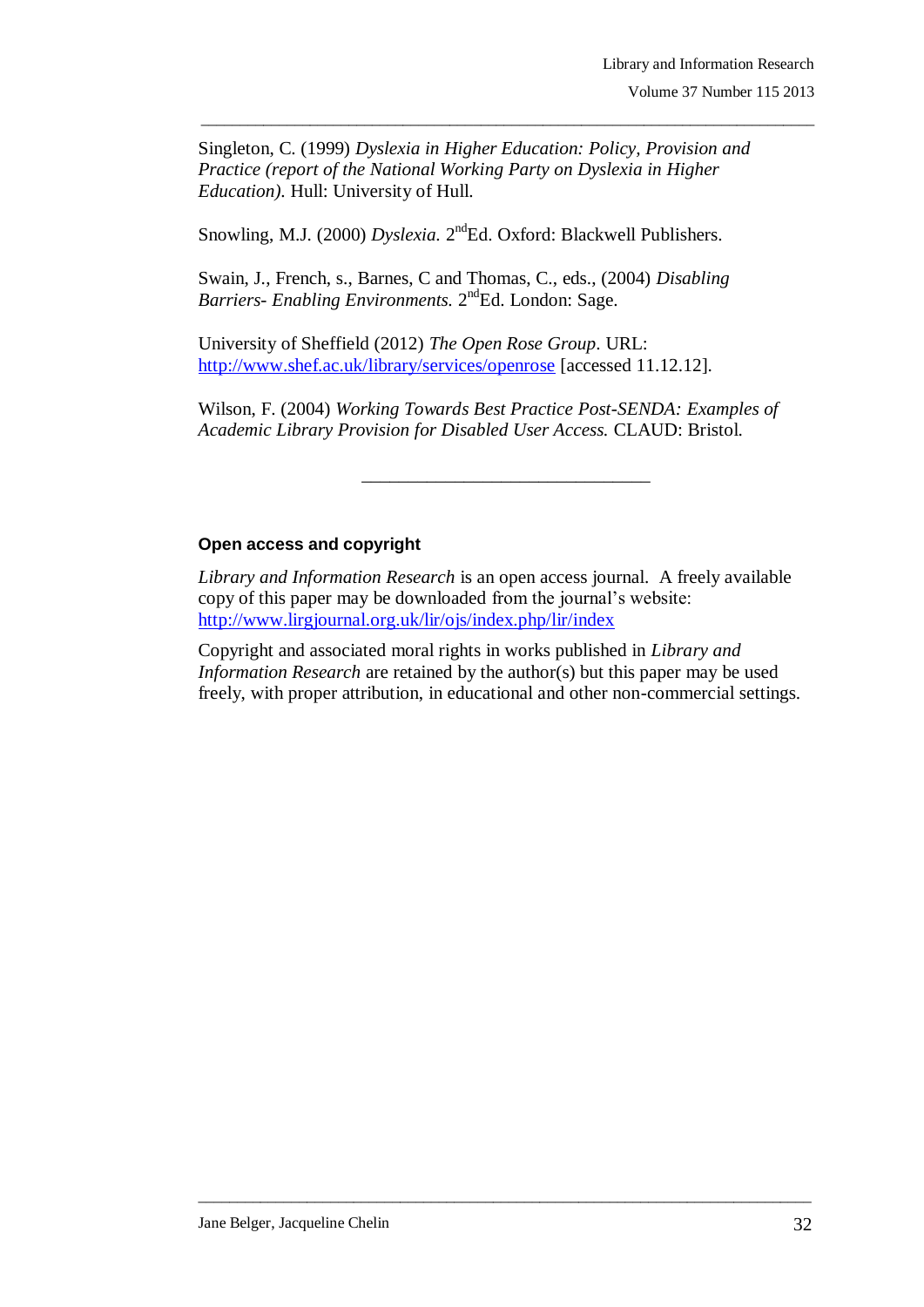Singleton, C. (1999) *Dyslexia in Higher Education: Policy, Provision and Practice (report of the National Working Party on Dyslexia in Higher Education).* Hull: University of Hull.

Snowling, M.J. (2000) *Dyslexia.* 2ndEd. Oxford: Blackwell Publishers.

Swain, J., French, s., Barnes, C and Thomas, C., eds., (2004) *Disabling Barriers- Enabling Environments.* 2ndEd. London: Sage.

University of Sheffield (2012) *The Open Rose Group*. URL: http://www.shef.ac.uk/library/services/openrose [accessed 11.12.12].

Wilson, F. (2004) *Working Towards Best Practice Post-SENDA: Examples of Academic Library Provision for Disabled User Access.* CLAUD: Bristol.

---

**Open access and copyright**

*Library and Information Research* is an open access journal. A freely available copy of this paper may be downloaded from the journal's website: http://www.lirgjournal.org.uk/lir/ojs/index.php/lir/index

Copyright and associated moral rights in works published in *Library and Information Research* are retained by the author(s) but this paper may be used freely, with proper attribution, in educational and other non-commercial settings.